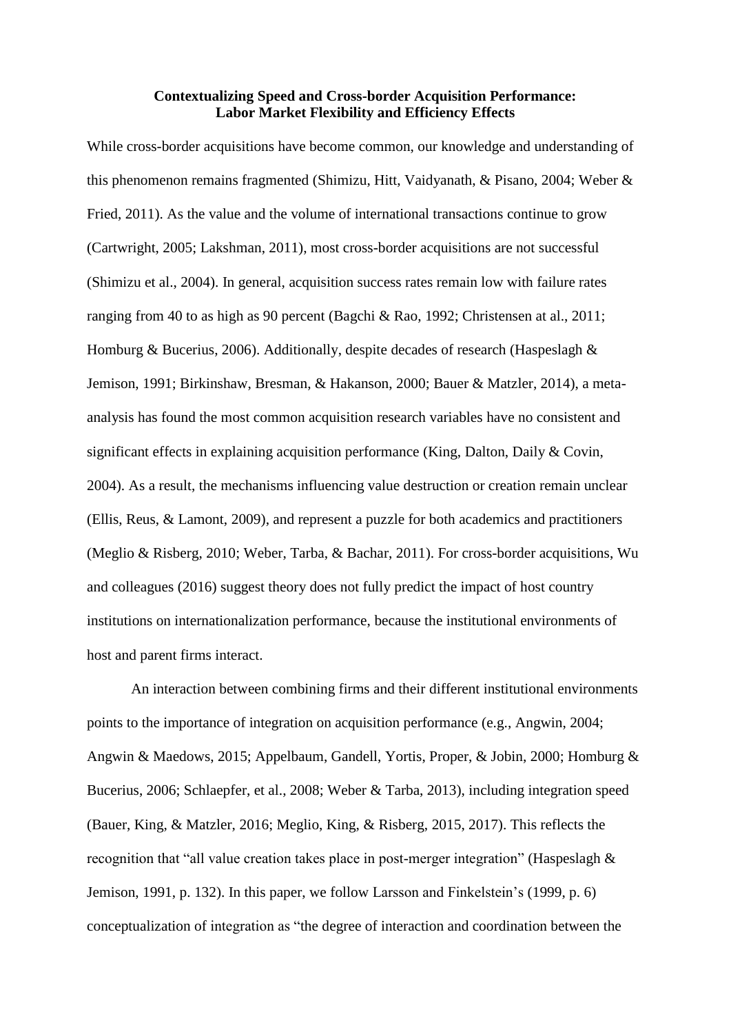# Contextualizing Speed and Cross-border Acquisition Performance: Labor Market Flexibility and Efficiency Effects

While cross-border acquisitions have become common, our knowledge and understanding of this phenomenon remains fragmented (Shimizu, Hitt, Vaidyanath, & Pisano, 2004; Weber & Fried, 2011). As the value and the volume of international transactions continue to grow (Cartwright, 2005; Lakshman, 2011), most cross-border acquisitions are not successful (Shimizu et al., 2004). In general, acquisition success rates remain low with failure rates ranging from 40 to as high as 90 percent (Bagchi & Rao, 1992; Christensen at al., 2011; Homburg & Bucerius, 2006). Additionally, despite decades of research (Haspeslagh & Jemison, 1991; Birkinshaw, Bresman, & Hakanson, 2000; Bauer & Matzler, 2014), a meta-analysis has found the most common acquisition research variables have no consistent and significant effects in explaining acquisition performance (King, Dalton, Daily & Covin, 2004). As a result, the mechanisms influencing value destruction or creation remain unclear (Ellis, Reus, & Lamont, 2009), and represent a puzzle for both academics and practitioners (Meglio & Risberg, 2010; Weber, Tarba, & Bachar, 2011). For cross-border acquisitions, Wu and colleagues (2016) suggest theory does not fully predict the impact of host country institutions on internationalization performance, because the institutional environments of host and parent firms interact.

An interaction between combining firms and their different institutional environments points to the importance of integration on acquisition performance (e.g., Angwin, 2004; Angwin & Maedows, 2015; Appelbaum, Gandell, Yortis, Proper, & Jobin, 2000; Homburg & Bucerius, 2006; Schlaepfer, et al., 2008; Weber & Tarba, 2013), including integration speed (Bauer, King, & Matzler, 2016; Meglio, King, & Risberg, 2015, 2017). This reflects the recognition that "all value creation takes place in post-merger integration" (Haspeslagh & Jemison, 1991, p. 132). In this paper, we follow Larsson and Finkelstein's (1999, p. 6) conceptualization of integration as "the degree of interaction and coordination between the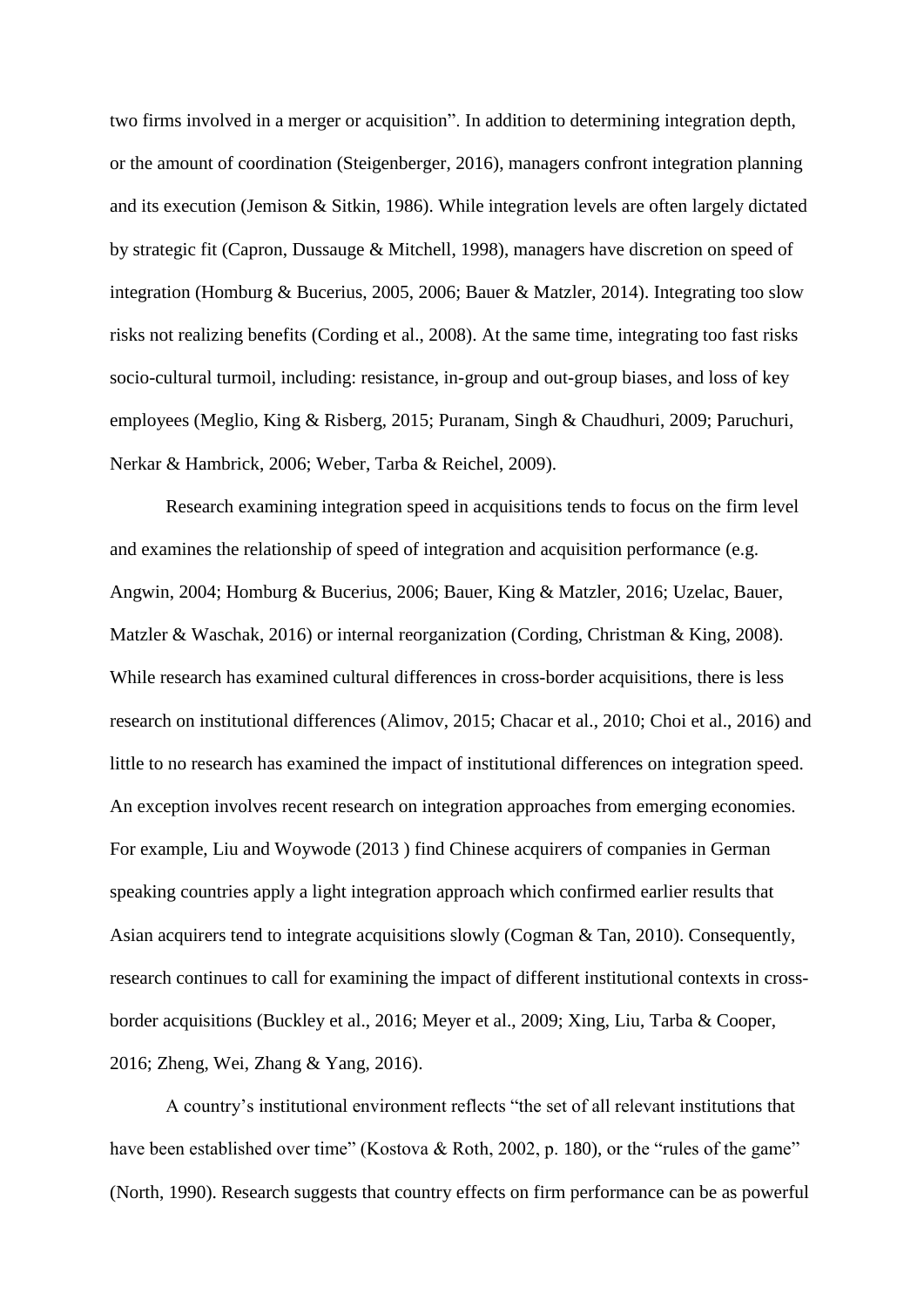two firms involved in a merger or acquisition". In addition to determining integration depth, or the amount of coordination (Steigenberger, 2016), managers confront integration planning and its execution (Jemison & Sitkin, 1986). While integration levels are often largely dictated by strategic fit (Capron, Dussauge & Mitchell, 1998), managers have discretion on speed of integration (Homburg & Bucerius, 2005, 2006; Bauer & Matzler, 2014). Integrating too slow risks not realizing benefits (Cording et al., 2008). At the same time, integrating too fast risks socio-cultural turmoil, including: resistance, in-group and out-group biases, and loss of key employees (Meglio, King & Risberg, 2015; Puranam, Singh & Chaudhuri, 2009; Paruchuri, Nerkar & Hambrick, 2006; Weber, Tarba & Reichel, 2009).

Research examining integration speed in acquisitions tends to focus on the firm level and examines the relationship of speed of integration and acquisition performance (e.g. Angwin, 2004; Homburg & Bucerius, 2006; Bauer, King & Matzler, 2016; Uzelac, Bauer, Matzler & Waschak, 2016) or internal reorganization (Cording, Christman & King, 2008). While research has examined cultural differences in cross-border acquisitions, there is less research on institutional differences (Alimov, 2015; Chacar et al., 2010; Choi et al., 2016) and little to no research has examined the impact of institutional differences on integration speed. An exception involves recent research on integration approaches from emerging economies. For example, Liu and Woywode (2013 ) find Chinese acquirers of companies in German speaking countries apply a light integration approach which confirmed earlier results that Asian acquirers tend to integrate acquisitions slowly (Cogman & Tan, 2010). Consequently, research continues to call for examining the impact of different institutional contexts in cross-border acquisitions (Buckley et al., 2016; Meyer et al., 2009; Xing, Liu, Tarba & Cooper, 2016; Zheng, Wei, Zhang & Yang, 2016).

A country's institutional environment reflects "the set of all relevant institutions that have been established over time" (Kostova & Roth, 2002, p. 180), or the "rules of the game" (North, 1990). Research suggests that country effects on firm performance can be as powerful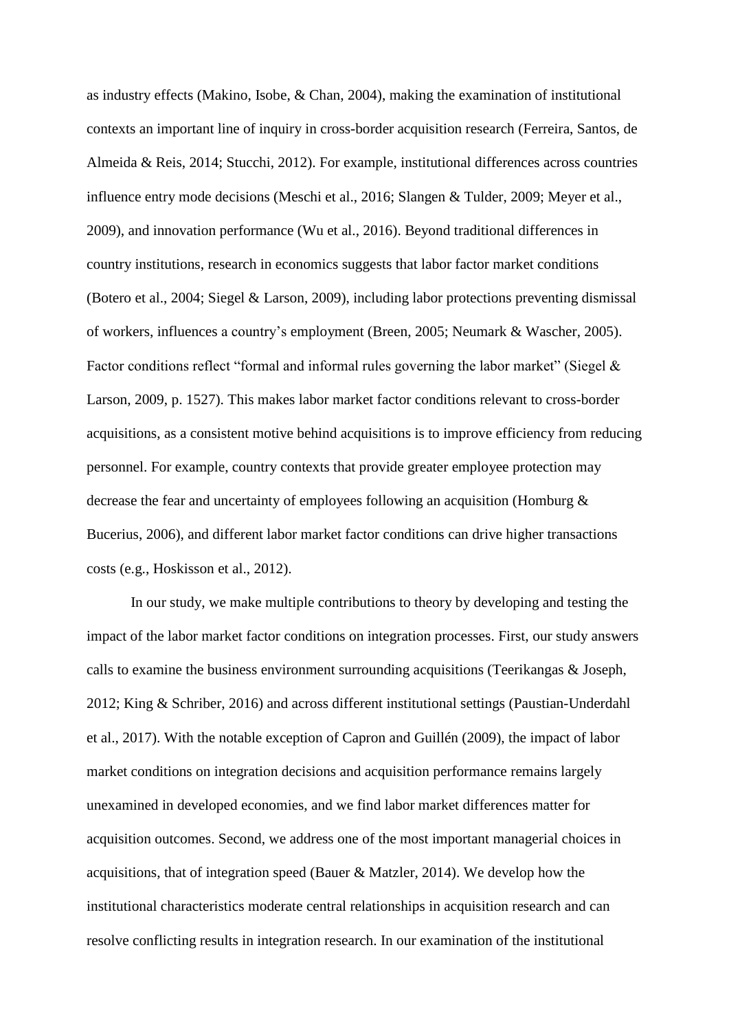as industry effects (Makino, Isobe, & Chan, 2004), making the examination of institutional contexts an important line of inquiry in cross-border acquisition research (Ferreira, Santos, de Almeida & Reis, 2014; Stucchi, 2012). For example, institutional differences across countries influence entry mode decisions (Meschi et al., 2016; Slangen & Tulder, 2009; Meyer et al., 2009), and innovation performance (Wu et al., 2016). Beyond traditional differences in country institutions, research in economics suggests that labor factor market conditions (Botero et al., 2004; Siegel & Larson, 2009), including labor protections preventing dismissal of workers, influences a country's employment (Breen, 2005; Neumark & Wascher, 2005). Factor conditions reflect "formal and informal rules governing the labor market" (Siegel & Larson, 2009, p. 1527). This makes labor market factor conditions relevant to cross-border acquisitions, as a consistent motive behind acquisitions is to improve efficiency from reducing personnel. For example, country contexts that provide greater employee protection may decrease the fear and uncertainty of employees following an acquisition (Homburg & Bucerius, 2006), and different labor market factor conditions can drive higher transactions costs (e.g., Hoskisson et al., 2012).

In our study, we make multiple contributions to theory by developing and testing the impact of the labor market factor conditions on integration processes. First, our study answers calls to examine the business environment surrounding acquisitions (Teerikangas & Joseph, 2012; King & Schriber, 2016) and across different institutional settings (Paustian-Underdahl et al., 2017). With the notable exception of Capron and Guillén (2009), the impact of labor market conditions on integration decisions and acquisition performance remains largely unexamined in developed economies, and we find labor market differences matter for acquisition outcomes. Second, we address one of the most important managerial choices in acquisitions, that of integration speed (Bauer & Matzler, 2014). We develop how the institutional characteristics moderate central relationships in acquisition research and can resolve conflicting results in integration research. In our examination of the institutional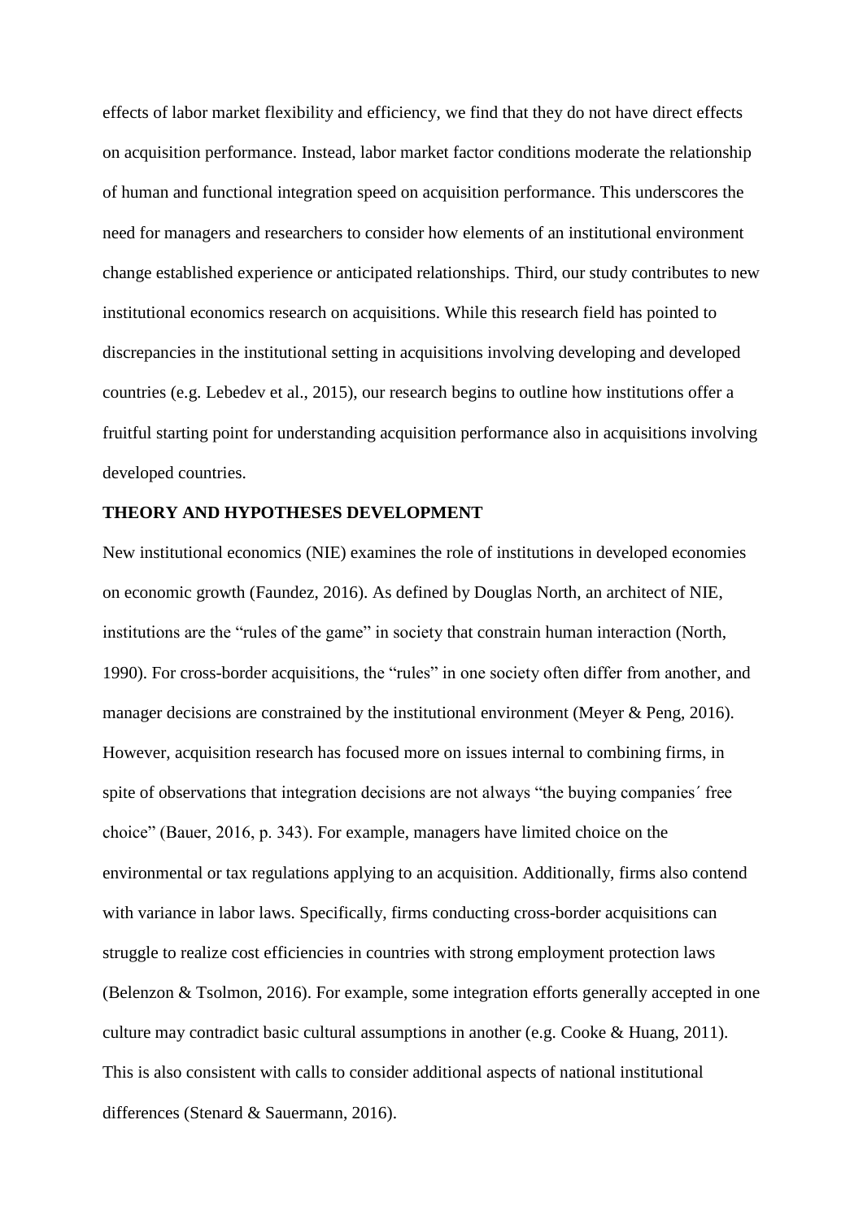effects of labor market flexibility and efficiency, we find that they do not have direct effects on acquisition performance. Instead, labor market factor conditions moderate the relationship of human and functional integration speed on acquisition performance. This underscores the need for managers and researchers to consider how elements of an institutional environment change established experience or anticipated relationships. Third, our study contributes to new institutional economics research on acquisitions. While this research field has pointed to discrepancies in the institutional setting in acquisitions involving developing and developed countries (e.g. Lebedev et al., 2015), our research begins to outline how institutions offer a fruitful starting point for understanding acquisition performance also in acquisitions involving developed countries.

## THEORY AND HYPOTHESES DEVELOPMENT

New institutional economics (NIE) examines the role of institutions in developed economies on economic growth (Faundez, 2016). As defined by Douglas North, an architect of NIE, institutions are the "rules of the game" in society that constrain human interaction (North, 1990). For cross-border acquisitions, the "rules" in one society often differ from another, and manager decisions are constrained by the institutional environment (Meyer & Peng, 2016). However, acquisition research has focused more on issues internal to combining firms, in spite of observations that integration decisions are not always "the buying companies´ free choice" (Bauer, 2016, p. 343). For example, managers have limited choice on the environmental or tax regulations applying to an acquisition. Additionally, firms also contend with variance in labor laws. Specifically, firms conducting cross-border acquisitions can struggle to realize cost efficiencies in countries with strong employment protection laws (Belenzon & Tsolmon, 2016). For example, some integration efforts generally accepted in one culture may contradict basic cultural assumptions in another (e.g. Cooke & Huang, 2011). This is also consistent with calls to consider additional aspects of national institutional differences (Stenard & Sauermann, 2016).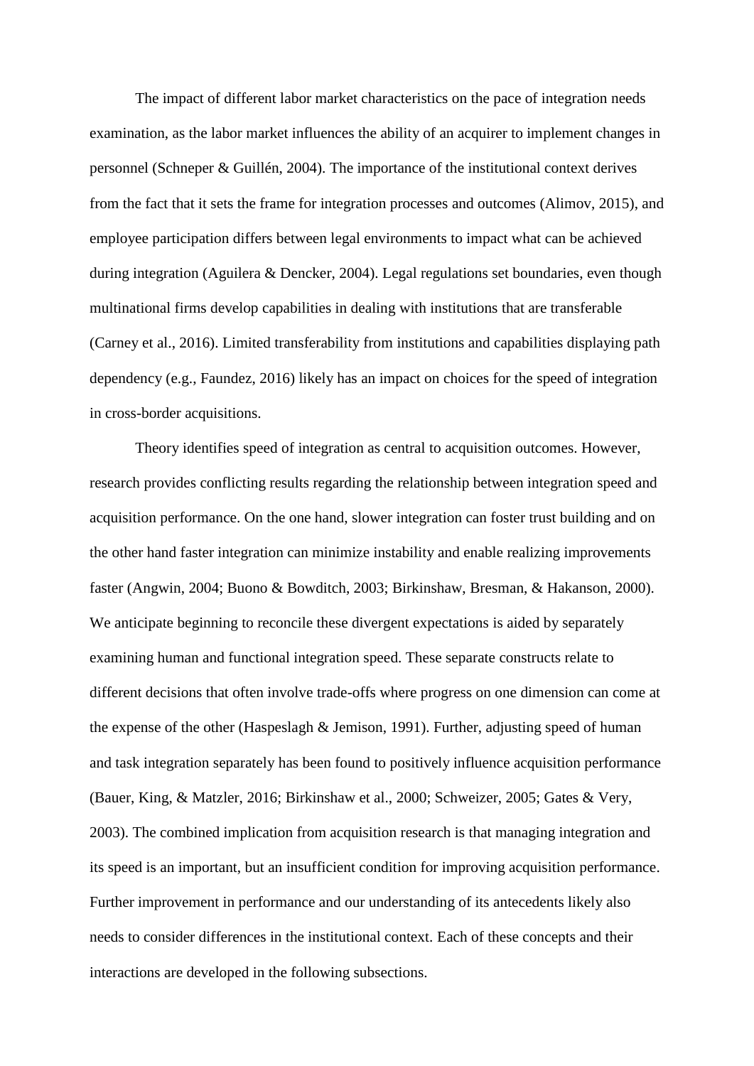The impact of different labor market characteristics on the pace of integration needs examination, as the labor market influences the ability of an acquirer to implement changes in personnel (Schneper & Guillén, 2004). The importance of the institutional context derives from the fact that it sets the frame for integration processes and outcomes (Alimov, 2015), and employee participation differs between legal environments to impact what can be achieved during integration (Aguilera & Dencker, 2004). Legal regulations set boundaries, even though multinational firms develop capabilities in dealing with institutions that are transferable (Carney et al., 2016). Limited transferability from institutions and capabilities displaying path dependency (e.g., Faundez, 2016) likely has an impact on choices for the speed of integration in cross-border acquisitions.

Theory identifies speed of integration as central to acquisition outcomes. However, research provides conflicting results regarding the relationship between integration speed and acquisition performance. On the one hand, slower integration can foster trust building and on the other hand faster integration can minimize instability and enable realizing improvements faster (Angwin, 2004; Buono & Bowditch, 2003; Birkinshaw, Bresman, & Hakanson, 2000). We anticipate beginning to reconcile these divergent expectations is aided by separately examining human and functional integration speed. These separate constructs relate to different decisions that often involve trade-offs where progress on one dimension can come at the expense of the other (Haspeslagh & Jemison, 1991). Further, adjusting speed of human and task integration separately has been found to positively influence acquisition performance (Bauer, King, & Matzler, 2016; Birkinshaw et al., 2000; Schweizer, 2005; Gates & Very, 2003). The combined implication from acquisition research is that managing integration and its speed is an important, but an insufficient condition for improving acquisition performance. Further improvement in performance and our understanding of its antecedents likely also needs to consider differences in the institutional context. Each of these concepts and their interactions are developed in the following subsections.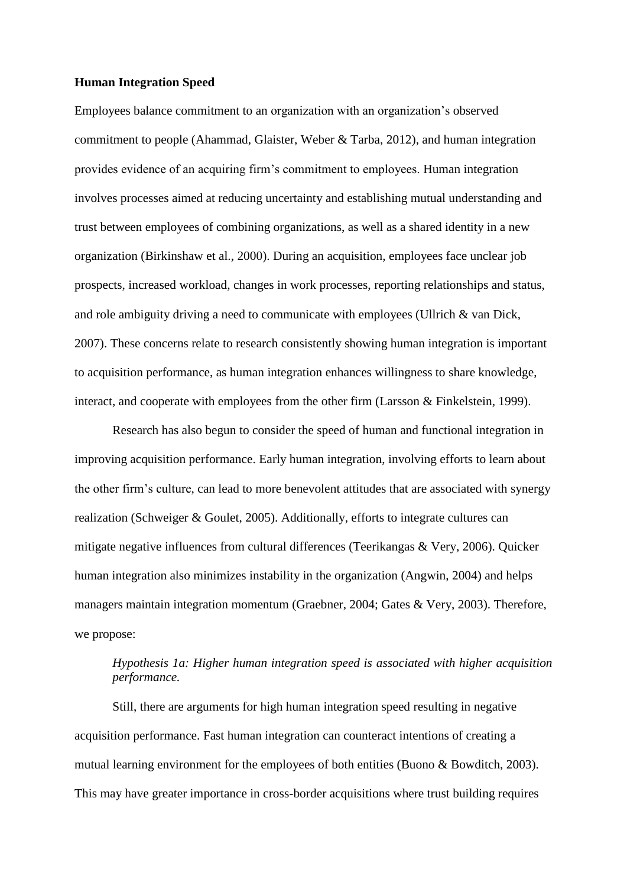**Human Integration Speed**

Employees balance commitment to an organization with an organization's observed commitment to people (Ahammad, Glaister, Weber & Tarba, 2012), and human integration provides evidence of an acquiring firm's commitment to employees. Human integration involves processes aimed at reducing uncertainty and establishing mutual understanding and trust between employees of combining organizations, as well as a shared identity in a new organization (Birkinshaw et al., 2000). During an acquisition, employees face unclear job prospects, increased workload, changes in work processes, reporting relationships and status, and role ambiguity driving a need to communicate with employees (Ullrich & van Dick, 2007). These concerns relate to research consistently showing human integration is important to acquisition performance, as human integration enhances willingness to share knowledge, interact, and cooperate with employees from the other firm (Larsson & Finkelstein, 1999).

Research has also begun to consider the speed of human and functional integration in improving acquisition performance. Early human integration, involving efforts to learn about the other firm's culture, can lead to more benevolent attitudes that are associated with synergy realization (Schweiger & Goulet, 2005). Additionally, efforts to integrate cultures can mitigate negative influences from cultural differences (Teerikangas & Very, 2006). Quicker human integration also minimizes instability in the organization (Angwin, 2004) and helps managers maintain integration momentum (Graebner, 2004; Gates & Very, 2003). Therefore, we propose:

> *Hypothesis 1a: Higher human integration speed is associated with higher acquisition performance.*

Still, there are arguments for high human integration speed resulting in negative acquisition performance. Fast human integration can counteract intentions of creating a mutual learning environment for the employees of both entities (Buono & Bowditch, 2003). This may have greater importance in cross-border acquisitions where trust building requires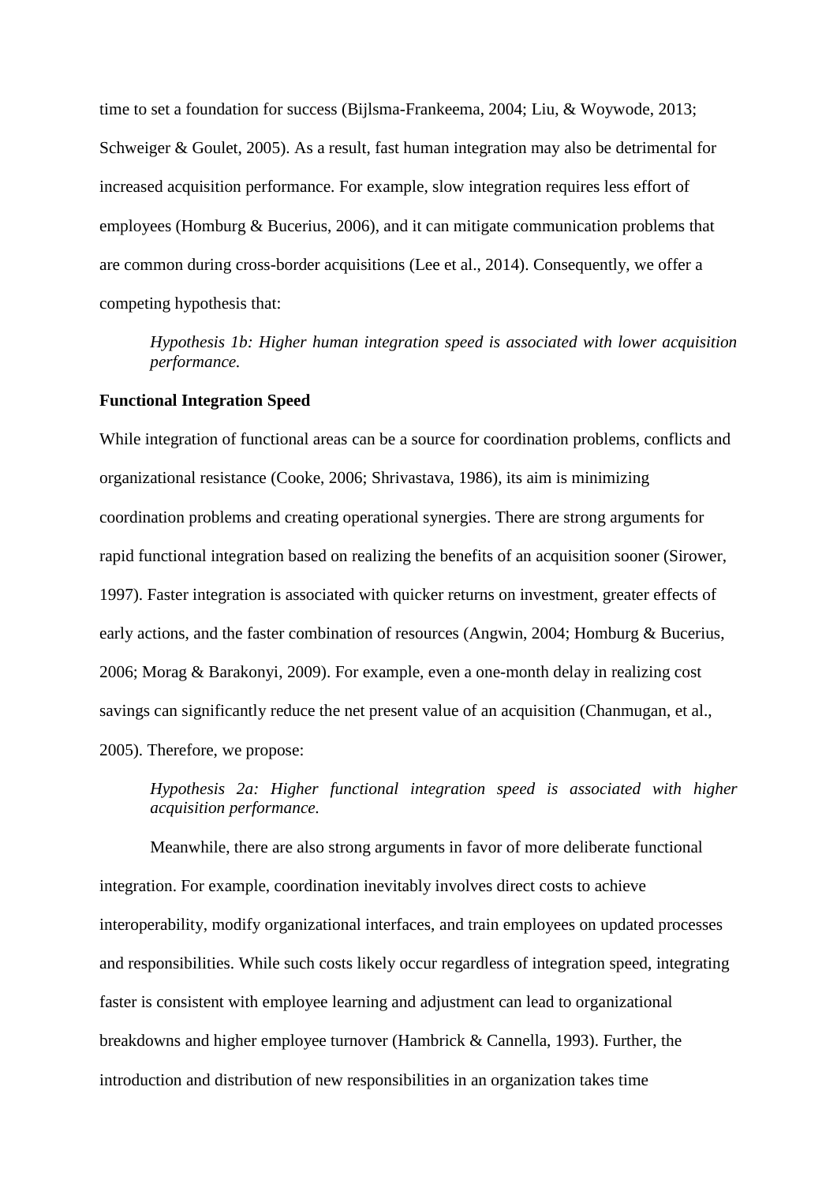time to set a foundation for success (Bijlsma-Frankeema, 2004; Liu, & Woywode, 2013; Schweiger & Goulet, 2005). As a result, fast human integration may also be detrimental for increased acquisition performance. For example, slow integration requires less effort of employees (Homburg & Bucerius, 2006), and it can mitigate communication problems that are common during cross-border acquisitions (Lee et al., 2014). Consequently, we offer a competing hypothesis that:

> *Hypothesis 1b: Higher human integration speed is associated with lower acquisition performance.*

**Functional Integration Speed**

While integration of functional areas can be a source for coordination problems, conflicts and organizational resistance (Cooke, 2006; Shrivastava, 1986), its aim is minimizing coordination problems and creating operational synergies. There are strong arguments for rapid functional integration based on realizing the benefits of an acquisition sooner (Sirower, 1997). Faster integration is associated with quicker returns on investment, greater effects of early actions, and the faster combination of resources (Angwin, 2004; Homburg & Bucerius, 2006; Morag & Barakonyi, 2009). For example, even a one-month delay in realizing cost savings can significantly reduce the net present value of an acquisition (Chanmugan, et al., 2005). Therefore, we propose:

> *Hypothesis 2a: Higher functional integration speed is associated with higher acquisition performance.*

Meanwhile, there are also strong arguments in favor of more deliberate functional integration. For example, coordination inevitably involves direct costs to achieve interoperability, modify organizational interfaces, and train employees on updated processes and responsibilities. While such costs likely occur regardless of integration speed, integrating faster is consistent with employee learning and adjustment can lead to organizational breakdowns and higher employee turnover (Hambrick & Cannella, 1993). Further, the introduction and distribution of new responsibilities in an organization takes time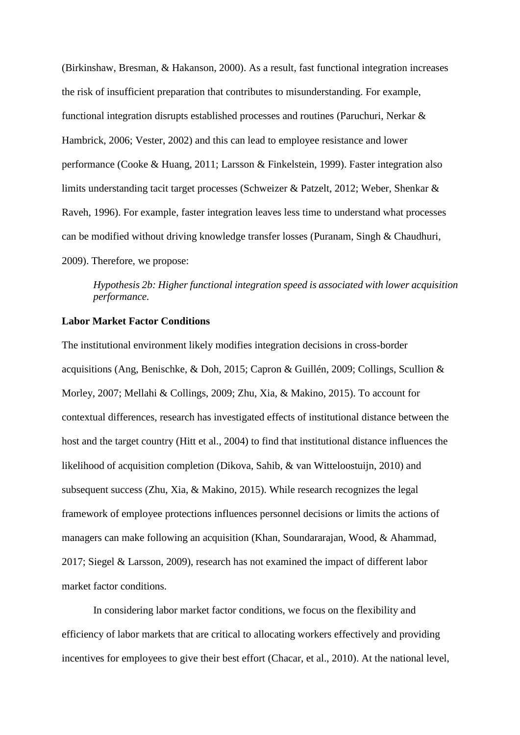(Birkinshaw, Bresman, & Hakanson, 2000). As a result, fast functional integration increases the risk of insufficient preparation that contributes to misunderstanding. For example, functional integration disrupts established processes and routines (Paruchuri, Nerkar & Hambrick, 2006; Vester, 2002) and this can lead to employee resistance and lower performance (Cooke & Huang, 2011; Larsson & Finkelstein, 1999). Faster integration also limits understanding tacit target processes (Schweizer & Patzelt, 2012; Weber, Shenkar & Raveh, 1996). For example, faster integration leaves less time to understand what processes can be modified without driving knowledge transfer losses (Puranam, Singh & Chaudhuri, 2009). Therefore, we propose:

> *Hypothesis 2b: Higher functional integration speed is associated with lower acquisition performance.*

**Labor Market Factor Conditions**

The institutional environment likely modifies integration decisions in cross-border acquisitions (Ang, Benischke, & Doh, 2015; Capron & Guillén, 2009; Collings, Scullion & Morley, 2007; Mellahi & Collings, 2009; Zhu, Xia, & Makino, 2015). To account for contextual differences, research has investigated effects of institutional distance between the host and the target country (Hitt et al., 2004) to find that institutional distance influences the likelihood of acquisition completion (Dikova, Sahib, & van Witteloostuijn, 2010) and subsequent success (Zhu, Xia, & Makino, 2015). While research recognizes the legal framework of employee protections influences personnel decisions or limits the actions of managers can make following an acquisition (Khan, Soundararajan, Wood, & Ahammad, 2017; Siegel & Larsson, 2009), research has not examined the impact of different labor market factor conditions.

In considering labor market factor conditions, we focus on the flexibility and efficiency of labor markets that are critical to allocating workers effectively and providing incentives for employees to give their best effort (Chacar, et al., 2010). At the national level,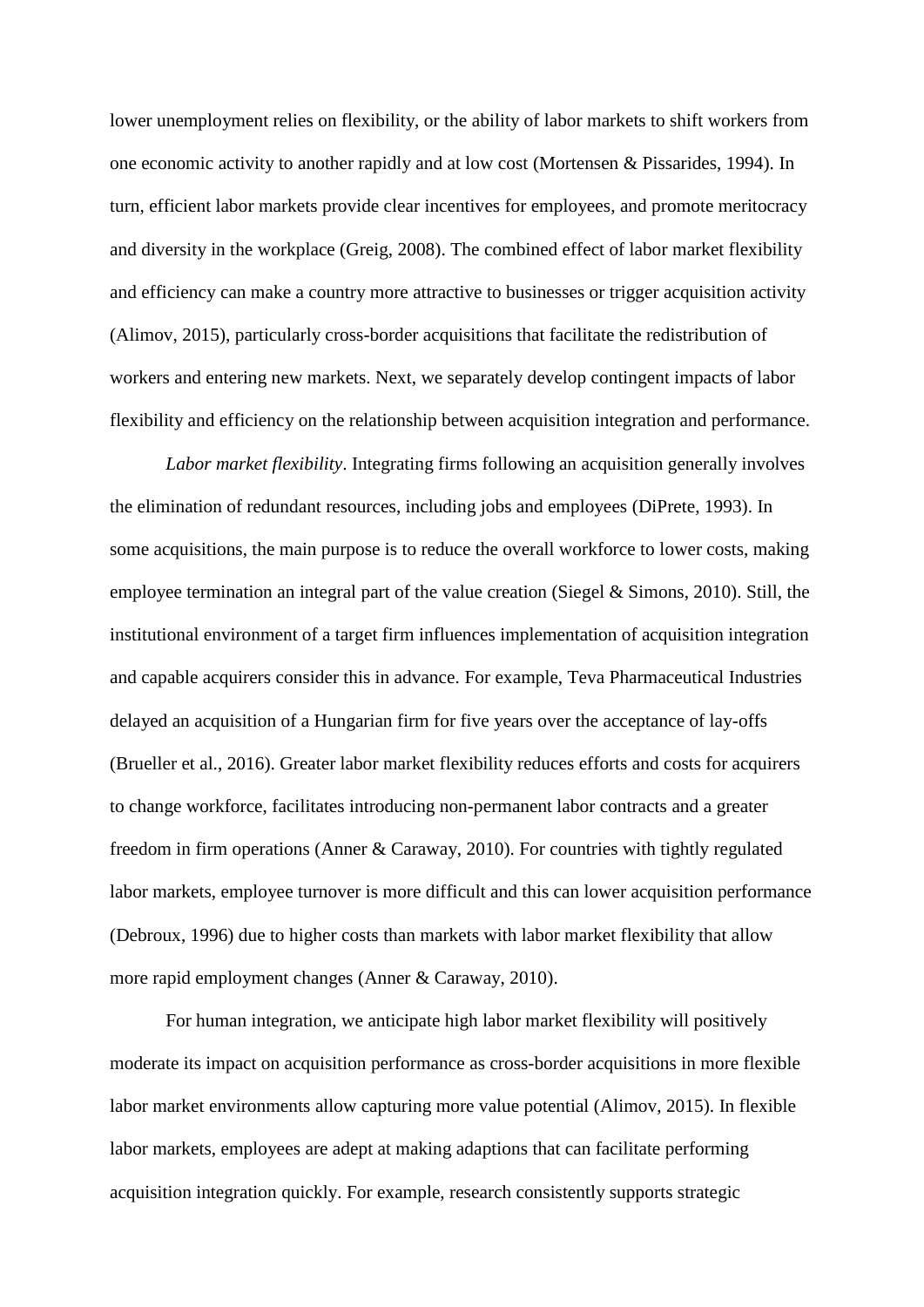lower unemployment relies on flexibility, or the ability of labor markets to shift workers from one economic activity to another rapidly and at low cost (Mortensen & Pissarides, 1994). In turn, efficient labor markets provide clear incentives for employees, and promote meritocracy and diversity in the workplace (Greig, 2008). The combined effect of labor market flexibility and efficiency can make a country more attractive to businesses or trigger acquisition activity (Alimov, 2015), particularly cross-border acquisitions that facilitate the redistribution of workers and entering new markets. Next, we separately develop contingent impacts of labor flexibility and efficiency on the relationship between acquisition integration and performance.

*Labor market flexibility*. Integrating firms following an acquisition generally involves the elimination of redundant resources, including jobs and employees (DiPrete, 1993). In some acquisitions, the main purpose is to reduce the overall workforce to lower costs, making employee termination an integral part of the value creation (Siegel & Simons, 2010). Still, the institutional environment of a target firm influences implementation of acquisition integration and capable acquirers consider this in advance. For example, Teva Pharmaceutical Industries delayed an acquisition of a Hungarian firm for five years over the acceptance of lay-offs (Brueller et al., 2016). Greater labor market flexibility reduces efforts and costs for acquirers to change workforce, facilitates introducing non-permanent labor contracts and a greater freedom in firm operations (Anner & Caraway, 2010). For countries with tightly regulated labor markets, employee turnover is more difficult and this can lower acquisition performance (Debroux, 1996) due to higher costs than markets with labor market flexibility that allow more rapid employment changes (Anner & Caraway, 2010).

For human integration, we anticipate high labor market flexibility will positively moderate its impact on acquisition performance as cross-border acquisitions in more flexible labor market environments allow capturing more value potential (Alimov, 2015). In flexible labor markets, employees are adept at making adaptions that can facilitate performing acquisition integration quickly. For example, research consistently supports strategic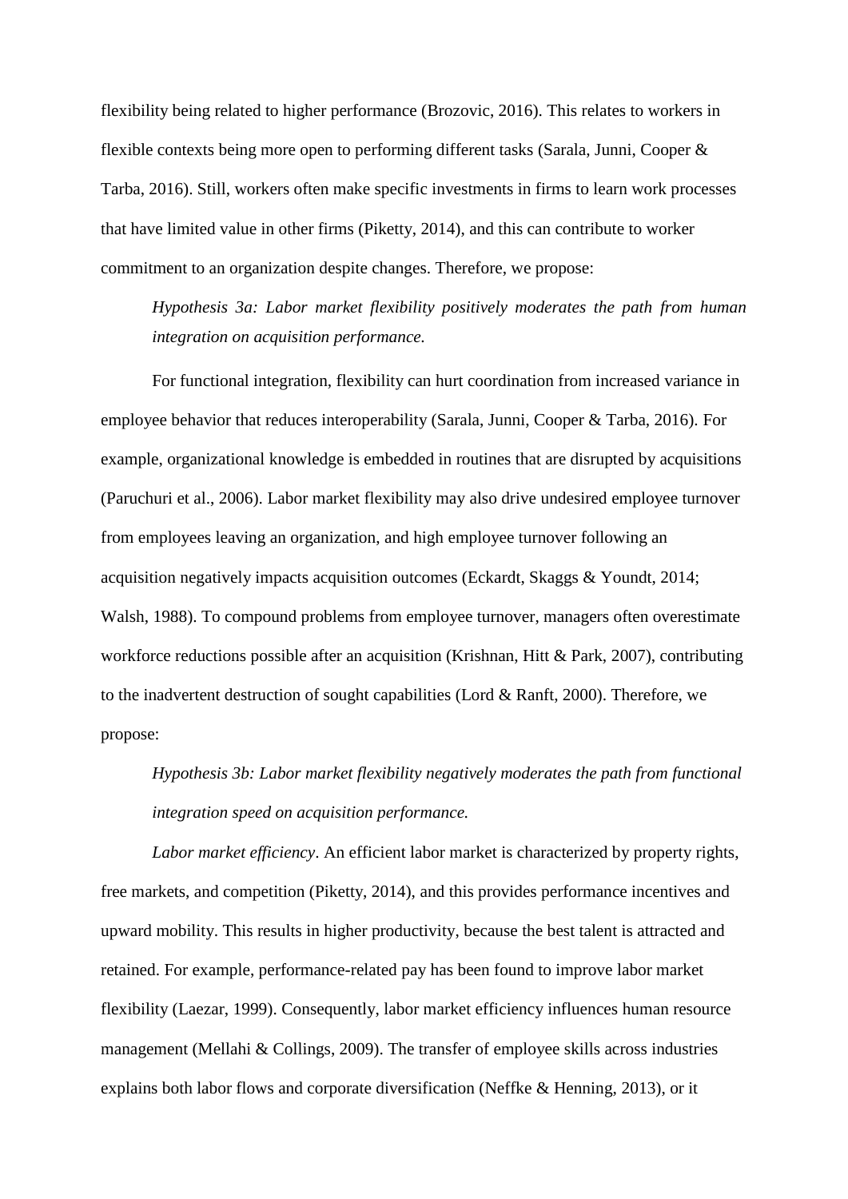flexibility being related to higher performance (Brozovic, 2016). This relates to workers in flexible contexts being more open to performing different tasks (Sarala, Junni, Cooper & Tarba, 2016). Still, workers often make specific investments in firms to learn work processes that have limited value in other firms (Piketty, 2014), and this can contribute to worker commitment to an organization despite changes. Therefore, we propose:

> *Hypothesis 3a: Labor market flexibility positively moderates the path from human integration on acquisition performance.*

For functional integration, flexibility can hurt coordination from increased variance in employee behavior that reduces interoperability (Sarala, Junni, Cooper & Tarba, 2016). For example, organizational knowledge is embedded in routines that are disrupted by acquisitions (Paruchuri et al., 2006). Labor market flexibility may also drive undesired employee turnover from employees leaving an organization, and high employee turnover following an acquisition negatively impacts acquisition outcomes (Eckardt, Skaggs & Youndt, 2014; Walsh, 1988). To compound problems from employee turnover, managers often overestimate workforce reductions possible after an acquisition (Krishnan, Hitt & Park, 2007), contributing to the inadvertent destruction of sought capabilities (Lord & Ranft, 2000). Therefore, we propose:

> *Hypothesis 3b: Labor market flexibility negatively moderates the path from functional integration speed on acquisition performance.*

*Labor market efficiency*. An efficient labor market is characterized by property rights, free markets, and competition (Piketty, 2014), and this provides performance incentives and upward mobility. This results in higher productivity, because the best talent is attracted and retained. For example, performance-related pay has been found to improve labor market flexibility (Laezar, 1999). Consequently, labor market efficiency influences human resource management (Mellahi & Collings, 2009). The transfer of employee skills across industries explains both labor flows and corporate diversification (Neffke & Henning, 2013), or it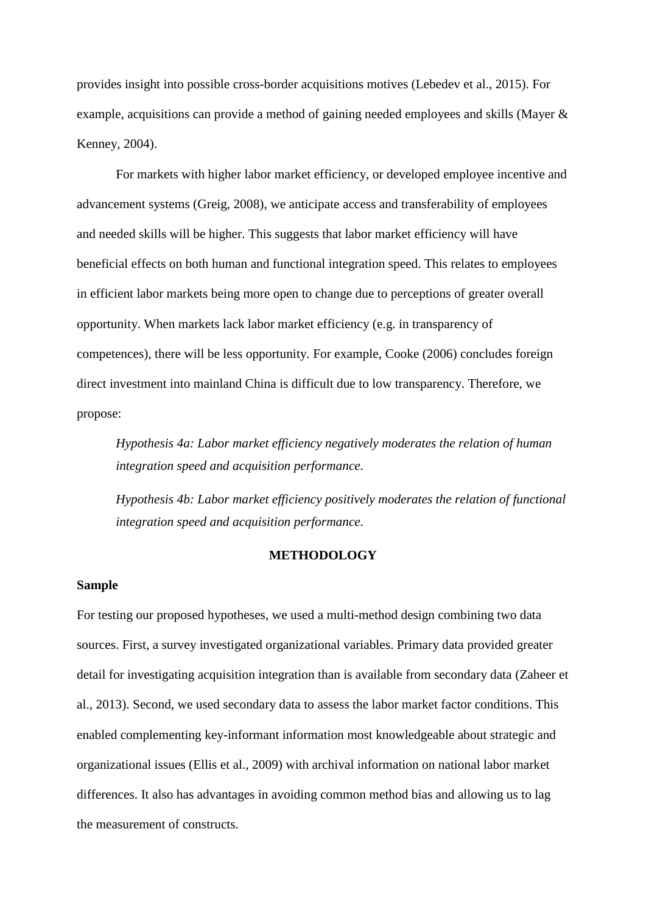provides insight into possible cross-border acquisitions motives (Lebedev et al., 2015). For example, acquisitions can provide a method of gaining needed employees and skills (Mayer & Kenney, 2004).

For markets with higher labor market efficiency, or developed employee incentive and advancement systems (Greig, 2008), we anticipate access and transferability of employees and needed skills will be higher. This suggests that labor market efficiency will have beneficial effects on both human and functional integration speed. This relates to employees in efficient labor markets being more open to change due to perceptions of greater overall opportunity. When markets lack labor market efficiency (e.g. in transparency of competences), there will be less opportunity. For example, Cooke (2006) concludes foreign direct investment into mainland China is difficult due to low transparency. Therefore, we propose:

*Hypothesis 4a: Labor market efficiency negatively moderates the relation of human integration speed and acquisition performance.*

*Hypothesis 4b: Labor market efficiency positively moderates the relation of functional integration speed and acquisition performance.*

## METHODOLOGY

### Sample

For testing our proposed hypotheses, we used a multi-method design combining two data sources. First, a survey investigated organizational variables. Primary data provided greater detail for investigating acquisition integration than is available from secondary data (Zaheer et al., 2013). Second, we used secondary data to assess the labor market factor conditions. This enabled complementing key-informant information most knowledgeable about strategic and organizational issues (Ellis et al., 2009) with archival information on national labor market differences. It also has advantages in avoiding common method bias and allowing us to lag the measurement of constructs.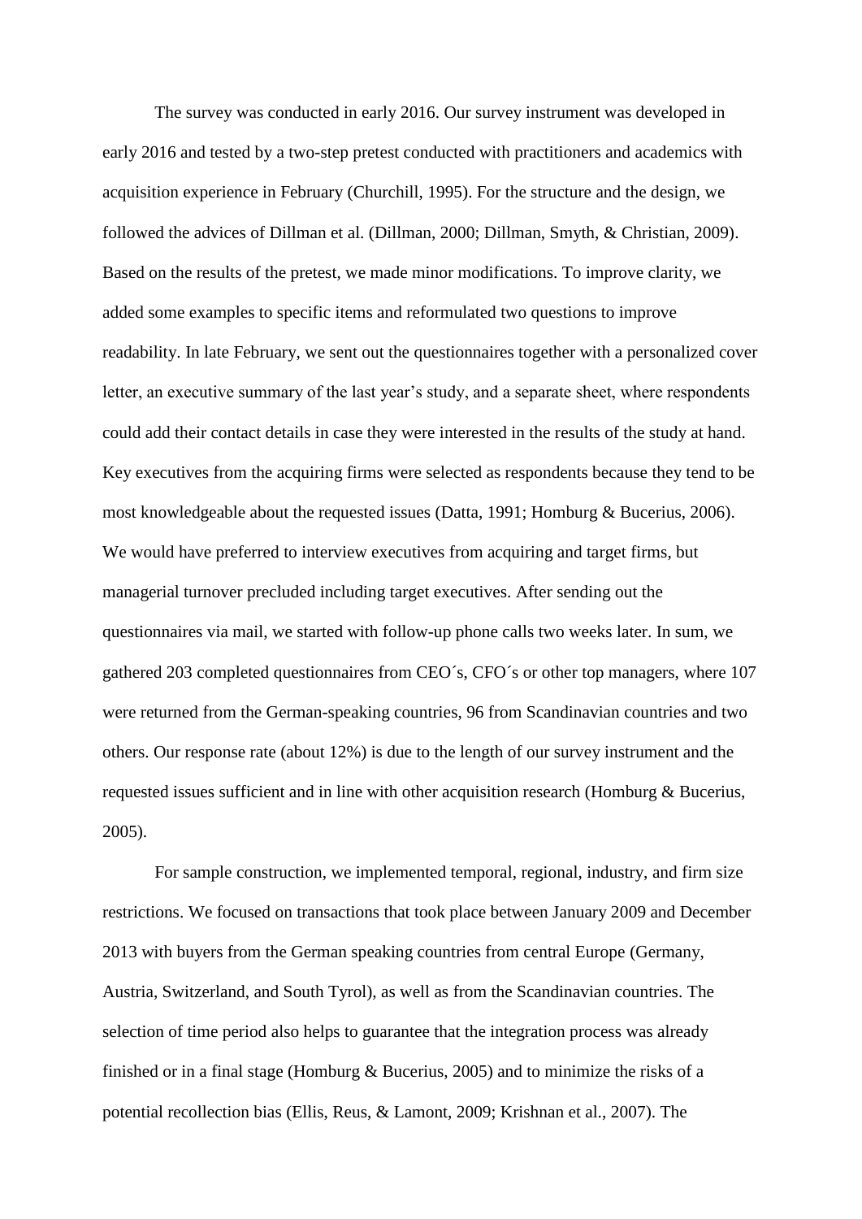The survey was conducted in early 2016. Our survey instrument was developed in early 2016 and tested by a two-step pretest conducted with practitioners and academics with acquisition experience in February (Churchill, 1995). For the structure and the design, we followed the advices of Dillman et al. (Dillman, 2000; Dillman, Smyth, & Christian, 2009). Based on the results of the pretest, we made minor modifications. To improve clarity, we added some examples to specific items and reformulated two questions to improve readability. In late February, we sent out the questionnaires together with a personalized cover letter, an executive summary of the last year's study, and a separate sheet, where respondents could add their contact details in case they were interested in the results of the study at hand. Key executives from the acquiring firms were selected as respondents because they tend to be most knowledgeable about the requested issues (Datta, 1991; Homburg & Bucerius, 2006). We would have preferred to interview executives from acquiring and target firms, but managerial turnover precluded including target executives. After sending out the questionnaires via mail, we started with follow-up phone calls two weeks later. In sum, we gathered 203 completed questionnaires from CEO´s, CFO´s or other top managers, where 107 were returned from the German-speaking countries, 96 from Scandinavian countries and two others. Our response rate (about 12%) is due to the length of our survey instrument and the requested issues sufficient and in line with other acquisition research (Homburg & Bucerius, 2005).

For sample construction, we implemented temporal, regional, industry, and firm size restrictions. We focused on transactions that took place between January 2009 and December 2013 with buyers from the German speaking countries from central Europe (Germany, Austria, Switzerland, and South Tyrol), as well as from the Scandinavian countries. The selection of time period also helps to guarantee that the integration process was already finished or in a final stage (Homburg & Bucerius, 2005) and to minimize the risks of a potential recollection bias (Ellis, Reus, & Lamont, 2009; Krishnan et al., 2007). The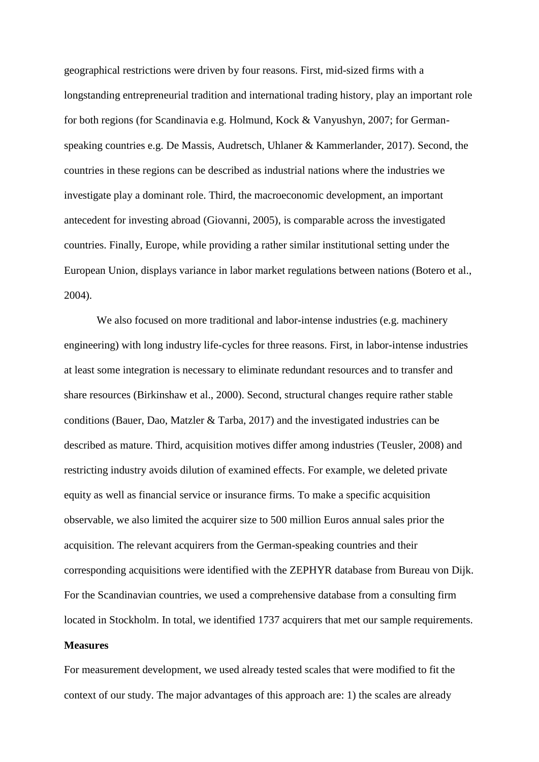geographical restrictions were driven by four reasons. First, mid-sized firms with a longstanding entrepreneurial tradition and international trading history, play an important role for both regions (for Scandinavia e.g. Holmund, Kock & Vanyushyn, 2007; for German-speaking countries e.g. De Massis, Audretsch, Uhlaner & Kammerlander, 2017). Second, the countries in these regions can be described as industrial nations where the industries we investigate play a dominant role. Third, the macroeconomic development, an important antecedent for investing abroad (Giovanni, 2005), is comparable across the investigated countries. Finally, Europe, while providing a rather similar institutional setting under the European Union, displays variance in labor market regulations between nations (Botero et al., 2004).

We also focused on more traditional and labor-intense industries (e.g. machinery engineering) with long industry life-cycles for three reasons. First, in labor-intense industries at least some integration is necessary to eliminate redundant resources and to transfer and share resources (Birkinshaw et al., 2000). Second, structural changes require rather stable conditions (Bauer, Dao, Matzler & Tarba, 2017) and the investigated industries can be described as mature. Third, acquisition motives differ among industries (Teusler, 2008) and restricting industry avoids dilution of examined effects. For example, we deleted private equity as well as financial service or insurance firms. To make a specific acquisition observable, we also limited the acquirer size to 500 million Euros annual sales prior the acquisition. The relevant acquirers from the German-speaking countries and their corresponding acquisitions were identified with the ZEPHYR database from Bureau von Dijk. For the Scandinavian countries, we used a comprehensive database from a consulting firm located in Stockholm. In total, we identified 1737 acquirers that met our sample requirements.

**Measures**

For measurement development, we used already tested scales that were modified to fit the context of our study. The major advantages of this approach are: 1) the scales are already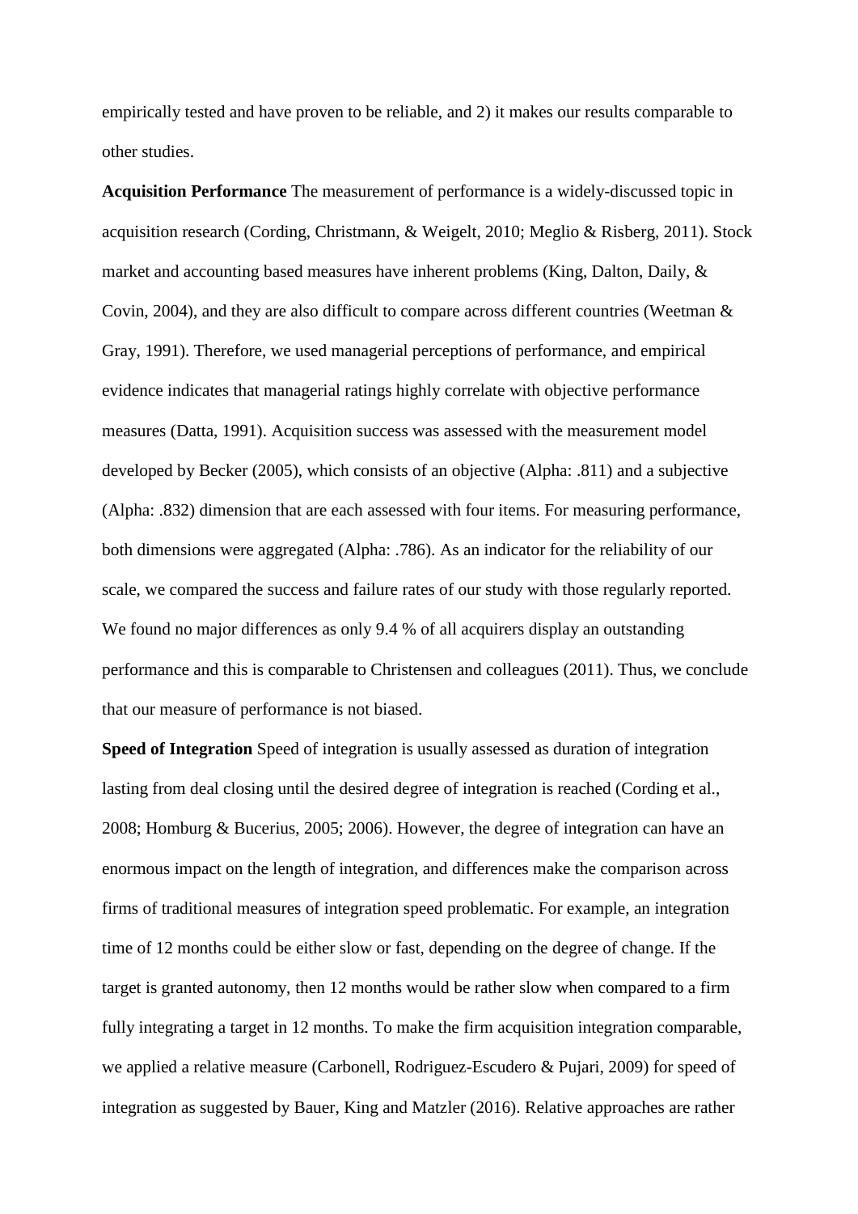empirically tested and have proven to be reliable, and 2) it makes our results comparable to other studies.

**Acquisition Performance** The measurement of performance is a widely-discussed topic in acquisition research (Cording, Christmann, & Weigelt, 2010; Meglio & Risberg, 2011). Stock market and accounting based measures have inherent problems (King, Dalton, Daily, & Covin, 2004), and they are also difficult to compare across different countries (Weetman & Gray, 1991). Therefore, we used managerial perceptions of performance, and empirical evidence indicates that managerial ratings highly correlate with objective performance measures (Datta, 1991). Acquisition success was assessed with the measurement model developed by Becker (2005), which consists of an objective (Alpha: .811) and a subjective (Alpha: .832) dimension that are each assessed with four items. For measuring performance, both dimensions were aggregated (Alpha: .786). As an indicator for the reliability of our scale, we compared the success and failure rates of our study with those regularly reported. We found no major differences as only 9.4 % of all acquirers display an outstanding performance and this is comparable to Christensen and colleagues (2011). Thus, we conclude that our measure of performance is not biased.

**Speed of Integration** Speed of integration is usually assessed as duration of integration lasting from deal closing until the desired degree of integration is reached (Cording et al., 2008; Homburg & Bucerius, 2005; 2006). However, the degree of integration can have an enormous impact on the length of integration, and differences make the comparison across firms of traditional measures of integration speed problematic. For example, an integration time of 12 months could be either slow or fast, depending on the degree of change. If the target is granted autonomy, then 12 months would be rather slow when compared to a firm fully integrating a target in 12 months. To make the firm acquisition integration comparable, we applied a relative measure (Carbonell, Rodriguez-Escudero & Pujari, 2009) for speed of integration as suggested by Bauer, King and Matzler (2016). Relative approaches are rather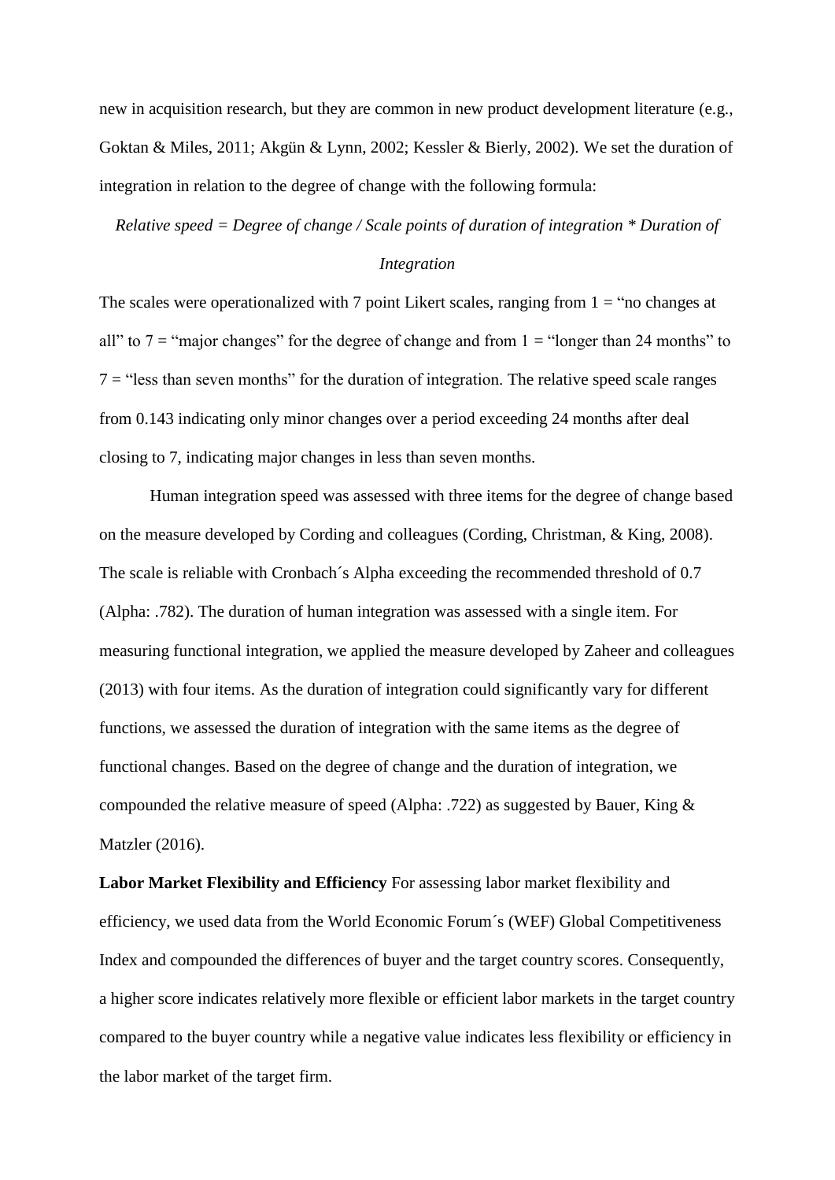new in acquisition research, but they are common in new product development literature (e.g., Goktan & Miles, 2011; Akgün & Lynn, 2002; Kessler & Bierly, 2002). We set the duration of integration in relation to the degree of change with the following formula:

*Relative speed = Degree of change / Scale points of duration of integration * Duration of Integration*

The scales were operationalized with 7 point Likert scales, ranging from 1 = "no changes at all" to 7 = "major changes" for the degree of change and from 1 = "longer than 24 months" to 7 = "less than seven months" for the duration of integration. The relative speed scale ranges from 0.143 indicating only minor changes over a period exceeding 24 months after deal closing to 7, indicating major changes in less than seven months.

Human integration speed was assessed with three items for the degree of change based on the measure developed by Cording and colleagues (Cording, Christman, & King, 2008). The scale is reliable with Cronbach´s Alpha exceeding the recommended threshold of 0.7 (Alpha: .782). The duration of human integration was assessed with a single item. For measuring functional integration, we applied the measure developed by Zaheer and colleagues (2013) with four items. As the duration of integration could significantly vary for different functions, we assessed the duration of integration with the same items as the degree of functional changes. Based on the degree of change and the duration of integration, we compounded the relative measure of speed (Alpha: .722) as suggested by Bauer, King & Matzler (2016).

**Labor Market Flexibility and Efficiency** For assessing labor market flexibility and efficiency, we used data from the World Economic Forum´s (WEF) Global Competitiveness Index and compounded the differences of buyer and the target country scores. Consequently, a higher score indicates relatively more flexible or efficient labor markets in the target country compared to the buyer country while a negative value indicates less flexibility or efficiency in the labor market of the target firm.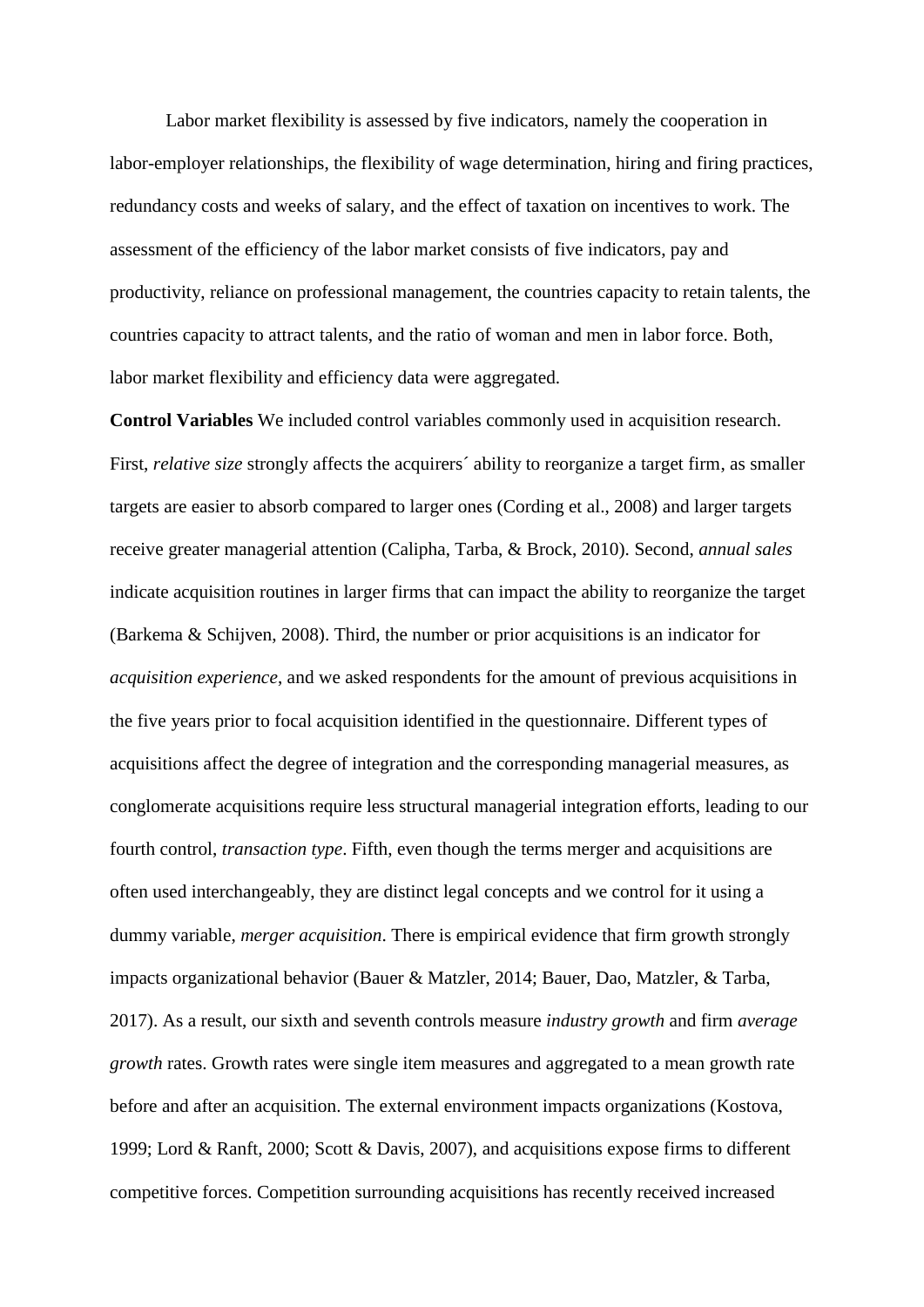Labor market flexibility is assessed by five indicators, namely the cooperation in labor-employer relationships, the flexibility of wage determination, hiring and firing practices, redundancy costs and weeks of salary, and the effect of taxation on incentives to work. The assessment of the efficiency of the labor market consists of five indicators, pay and productivity, reliance on professional management, the countries capacity to retain talents, the countries capacity to attract talents, and the ratio of woman and men in labor force. Both, labor market flexibility and efficiency data were aggregated.

**Control Variables** We included control variables commonly used in acquisition research. First, *relative size* strongly affects the acquirers´ ability to reorganize a target firm, as smaller targets are easier to absorb compared to larger ones (Cording et al., 2008) and larger targets receive greater managerial attention (Calipha, Tarba, & Brock, 2010). Second, *annual sales* indicate acquisition routines in larger firms that can impact the ability to reorganize the target (Barkema & Schijven, 2008). Third, the number or prior acquisitions is an indicator for *acquisition experience*, and we asked respondents for the amount of previous acquisitions in the five years prior to focal acquisition identified in the questionnaire. Different types of acquisitions affect the degree of integration and the corresponding managerial measures, as conglomerate acquisitions require less structural managerial integration efforts, leading to our fourth control, *transaction type*. Fifth, even though the terms merger and acquisitions are often used interchangeably, they are distinct legal concepts and we control for it using a dummy variable, *merger acquisition*. There is empirical evidence that firm growth strongly impacts organizational behavior (Bauer & Matzler, 2014; Bauer, Dao, Matzler, & Tarba, 2017). As a result, our sixth and seventh controls measure *industry growth* and firm *average growth* rates. Growth rates were single item measures and aggregated to a mean growth rate before and after an acquisition. The external environment impacts organizations (Kostova, 1999; Lord & Ranft, 2000; Scott & Davis, 2007), and acquisitions expose firms to different competitive forces. Competition surrounding acquisitions has recently received increased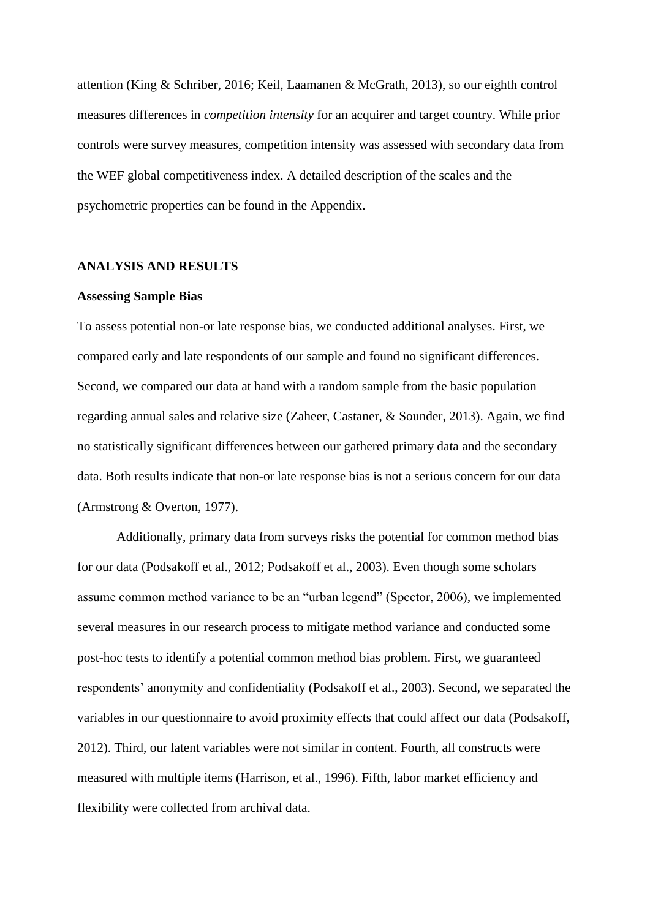attention (King & Schriber, 2016; Keil, Laamanen & McGrath, 2013), so our eighth control measures differences in *competition intensity* for an acquirer and target country. While prior controls were survey measures, competition intensity was assessed with secondary data from the WEF global competitiveness index. A detailed description of the scales and the psychometric properties can be found in the Appendix.

## ANALYSIS AND RESULTS

### Assessing Sample Bias

To assess potential non-or late response bias, we conducted additional analyses. First, we compared early and late respondents of our sample and found no significant differences. Second, we compared our data at hand with a random sample from the basic population regarding annual sales and relative size (Zaheer, Castaner, & Sounder, 2013). Again, we find no statistically significant differences between our gathered primary data and the secondary data. Both results indicate that non-or late response bias is not a serious concern for our data (Armstrong & Overton, 1977).

Additionally, primary data from surveys risks the potential for common method bias for our data (Podsakoff et al., 2012; Podsakoff et al., 2003). Even though some scholars assume common method variance to be an "urban legend" (Spector, 2006), we implemented several measures in our research process to mitigate method variance and conducted some post-hoc tests to identify a potential common method bias problem. First, we guaranteed respondents' anonymity and confidentiality (Podsakoff et al., 2003). Second, we separated the variables in our questionnaire to avoid proximity effects that could affect our data (Podsakoff, 2012). Third, our latent variables were not similar in content. Fourth, all constructs were measured with multiple items (Harrison, et al., 1996). Fifth, labor market efficiency and flexibility were collected from archival data.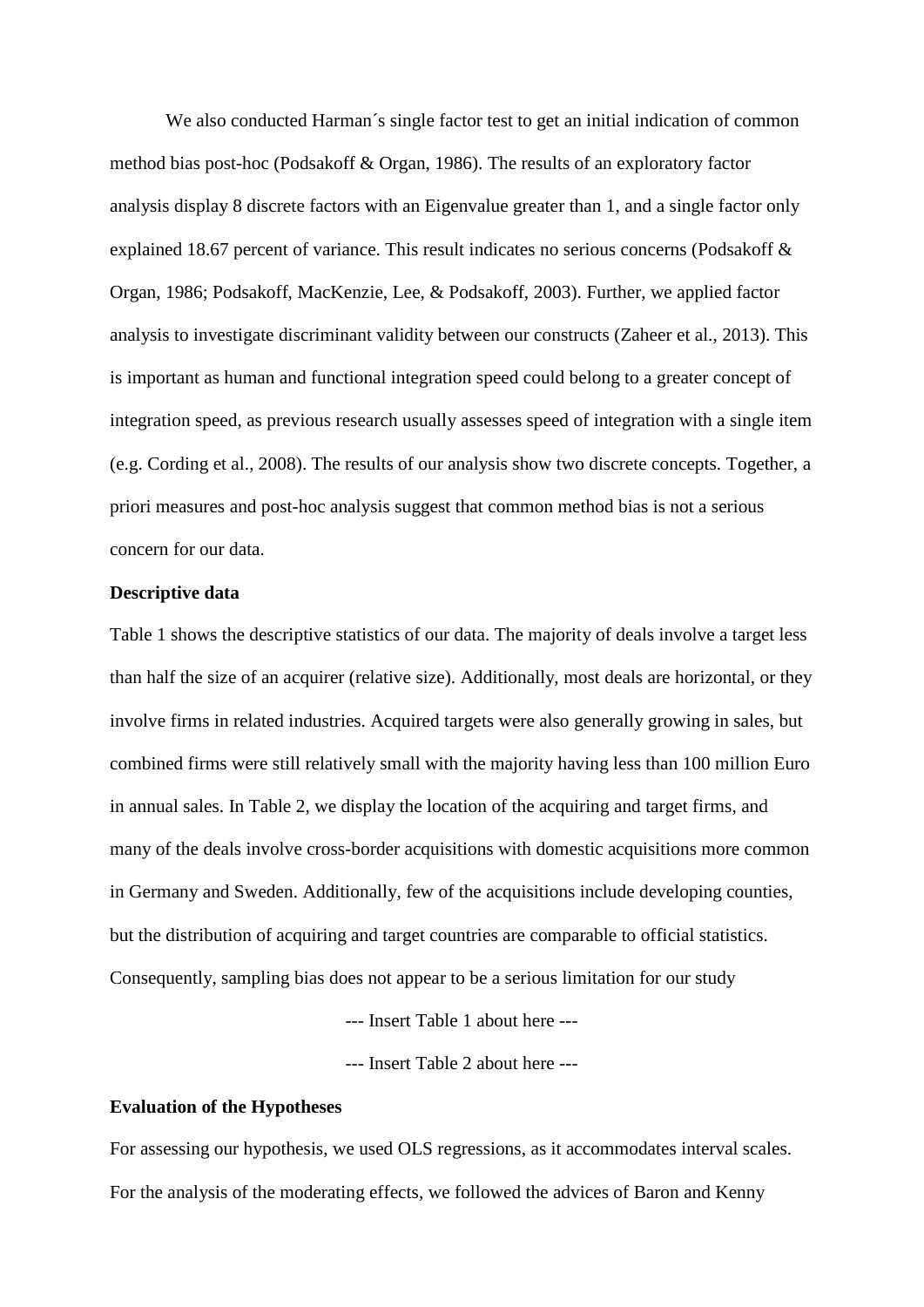We also conducted Harman´s single factor test to get an initial indication of common method bias post-hoc (Podsakoff & Organ, 1986). The results of an exploratory factor analysis display 8 discrete factors with an Eigenvalue greater than 1, and a single factor only explained 18.67 percent of variance. This result indicates no serious concerns (Podsakoff & Organ, 1986; Podsakoff, MacKenzie, Lee, & Podsakoff, 2003). Further, we applied factor analysis to investigate discriminant validity between our constructs (Zaheer et al., 2013). This is important as human and functional integration speed could belong to a greater concept of integration speed, as previous research usually assesses speed of integration with a single item (e.g. Cording et al., 2008). The results of our analysis show two discrete concepts. Together, a priori measures and post-hoc analysis suggest that common method bias is not a serious concern for our data.

**Descriptive data**

Table 1 shows the descriptive statistics of our data. The majority of deals involve a target less than half the size of an acquirer (relative size). Additionally, most deals are horizontal, or they involve firms in related industries. Acquired targets were also generally growing in sales, but combined firms were still relatively small with the majority having less than 100 million Euro in annual sales. In Table 2, we display the location of the acquiring and target firms, and many of the deals involve cross-border acquisitions with domestic acquisitions more common in Germany and Sweden. Additionally, few of the acquisitions include developing counties, but the distribution of acquiring and target countries are comparable to official statistics. Consequently, sampling bias does not appear to be a serious limitation for our study

--- Insert Table 1 about here ---

--- Insert Table 2 about here ---

**Evaluation of the Hypotheses**

For assessing our hypothesis, we used OLS regressions, as it accommodates interval scales. For the analysis of the moderating effects, we followed the advices of Baron and Kenny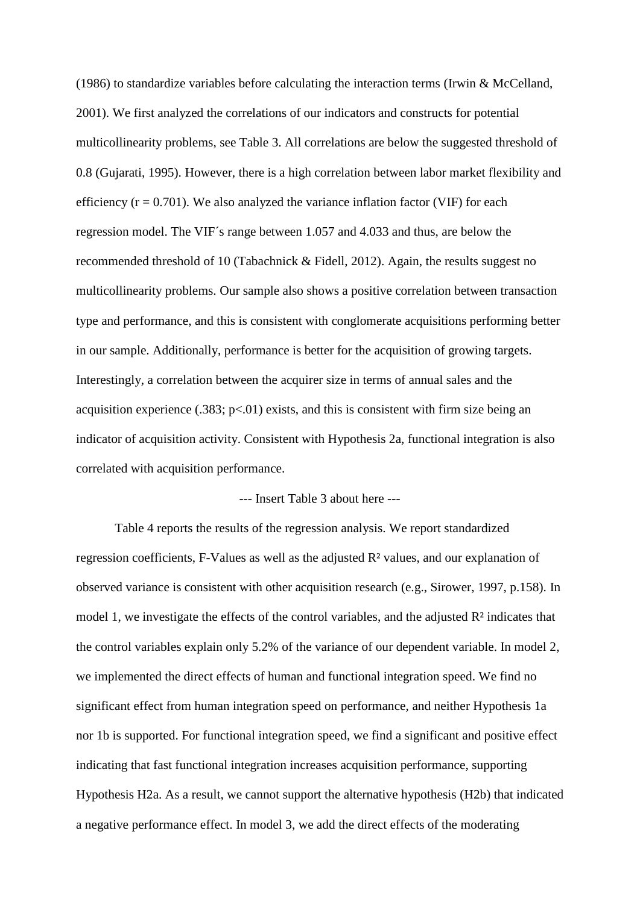(1986) to standardize variables before calculating the interaction terms (Irwin & McCelland, 2001). We first analyzed the correlations of our indicators and constructs for potential multicollinearity problems, see Table 3. All correlations are below the suggested threshold of 0.8 (Gujarati, 1995). However, there is a high correlation between labor market flexibility and efficiency ($r = 0.701$). We also analyzed the variance inflation factor (VIF) for each regression model. The VIF´s range between 1.057 and 4.033 and thus, are below the recommended threshold of 10 (Tabachnick & Fidell, 2012). Again, the results suggest no multicollinearity problems. Our sample also shows a positive correlation between transaction type and performance, and this is consistent with conglomerate acquisitions performing better in our sample. Additionally, performance is better for the acquisition of growing targets. Interestingly, a correlation between the acquirer size in terms of annual sales and the acquisition experience (.383; $p<.01$) exists, and this is consistent with firm size being an indicator of acquisition activity. Consistent with Hypothesis 2a, functional integration is also correlated with acquisition performance.

--- Insert Table 3 about here ---

Table 4 reports the results of the regression analysis. We report standardized regression coefficients, F-Values as well as the adjusted $R^2$ values, and our explanation of observed variance is consistent with other acquisition research (e.g., Sirower, 1997, p.158). In model 1, we investigate the effects of the control variables, and the adjusted $R^2$ indicates that the control variables explain only 5.2% of the variance of our dependent variable. In model 2, we implemented the direct effects of human and functional integration speed. We find no significant effect from human integration speed on performance, and neither Hypothesis 1a nor 1b is supported. For functional integration speed, we find a significant and positive effect indicating that fast functional integration increases acquisition performance, supporting Hypothesis H2a. As a result, we cannot support the alternative hypothesis (H2b) that indicated a negative performance effect. In model 3, we add the direct effects of the moderating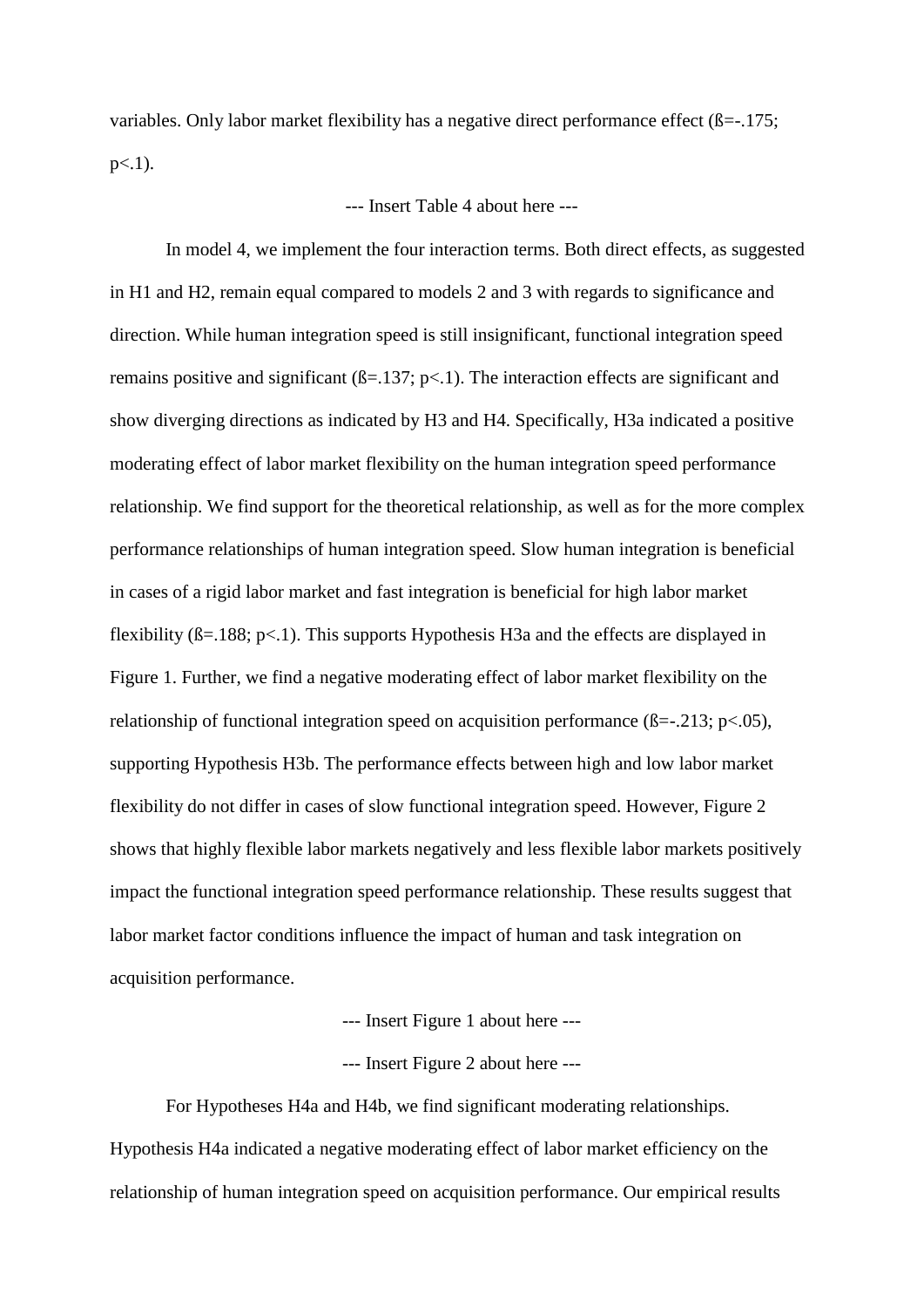variables. Only labor market flexibility has a negative direct performance effect (ß=-.175; $p<.1$).

--- Insert Table 4 about here ---

In model 4, we implement the four interaction terms. Both direct effects, as suggested in H1 and H2, remain equal compared to models 2 and 3 with regards to significance and direction. While human integration speed is still insignificant, functional integration speed remains positive and significant (ß=.137; $p<.1$). The interaction effects are significant and show diverging directions as indicated by H3 and H4. Specifically, H3a indicated a positive moderating effect of labor market flexibility on the human integration speed performance relationship. We find support for the theoretical relationship, as well as for the more complex performance relationships of human integration speed. Slow human integration is beneficial in cases of a rigid labor market and fast integration is beneficial for high labor market flexibility (ß=.188; $p<.1$). This supports Hypothesis H3a and the effects are displayed in Figure 1. Further, we find a negative moderating effect of labor market flexibility on the relationship of functional integration speed on acquisition performance (ß=-.213; $p<.05$), supporting Hypothesis H3b. The performance effects between high and low labor market flexibility do not differ in cases of slow functional integration speed. However, Figure 2 shows that highly flexible labor markets negatively and less flexible labor markets positively impact the functional integration speed performance relationship. These results suggest that labor market factor conditions influence the impact of human and task integration on acquisition performance.

--- Insert Figure 1 about here ---

--- Insert Figure 2 about here ---

For Hypotheses H4a and H4b, we find significant moderating relationships. Hypothesis H4a indicated a negative moderating effect of labor market efficiency on the relationship of human integration speed on acquisition performance. Our empirical results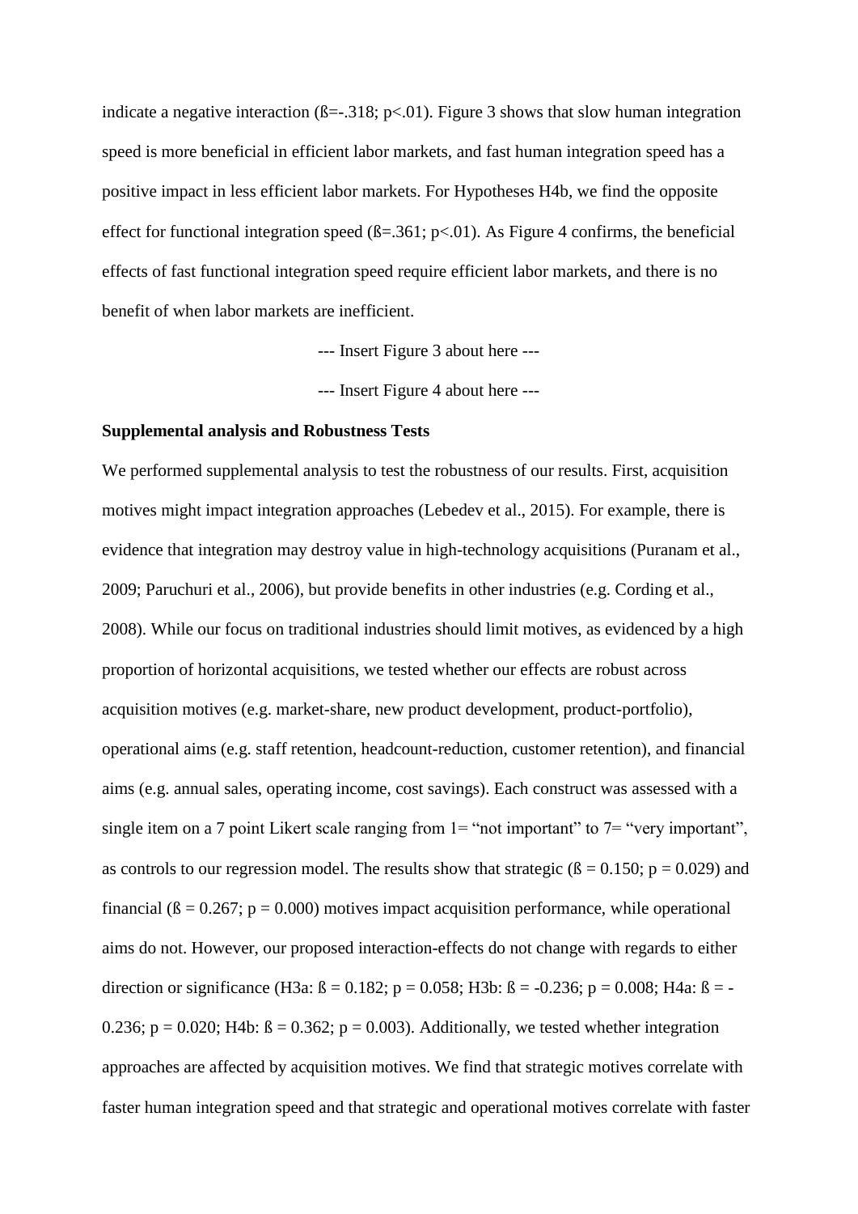indicate a negative interaction ($ß=-.318$; $p<.01$). Figure 3 shows that slow human integration speed is more beneficial in efficient labor markets, and fast human integration speed has a positive impact in less efficient labor markets. For Hypotheses H4b, we find the opposite effect for functional integration speed ($ß=.361$; $p<.01$). As Figure 4 confirms, the beneficial effects of fast functional integration speed require efficient labor markets, and there is no benefit of when labor markets are inefficient.

--- Insert Figure 3 about here ---

--- Insert Figure 4 about here ---

**Supplemental analysis and Robustness Tests**

We performed supplemental analysis to test the robustness of our results. First, acquisition motives might impact integration approaches (Lebedev et al., 2015). For example, there is evidence that integration may destroy value in high-technology acquisitions (Puranam et al., 2009; Paruchuri et al., 2006), but provide benefits in other industries (e.g. Cording et al., 2008). While our focus on traditional industries should limit motives, as evidenced by a high proportion of horizontal acquisitions, we tested whether our effects are robust across acquisition motives (e.g. market-share, new product development, product-portfolio), operational aims (e.g. staff retention, headcount-reduction, customer retention), and financial aims (e.g. annual sales, operating income, cost savings). Each construct was assessed with a single item on a 7 point Likert scale ranging from 1= "not important" to 7= "very important", as controls to our regression model. The results show that strategic ($ß = 0.150$; $p = 0.029$) and financial ($ß = 0.267$; $p = 0.000$) motives impact acquisition performance, while operational aims do not. However, our proposed interaction-effects do not change with regards to either direction or significance (H3a: $ß = 0.182$; $p = 0.058$; H3b: $ß = -0.236$; $p = 0.008$; H4a: $ß = -0.236$; $p = 0.020$; H4b: $ß = 0.362$; $p = 0.003$). Additionally, we tested whether integration approaches are affected by acquisition motives. We find that strategic motives correlate with faster human integration speed and that strategic and operational motives correlate with faster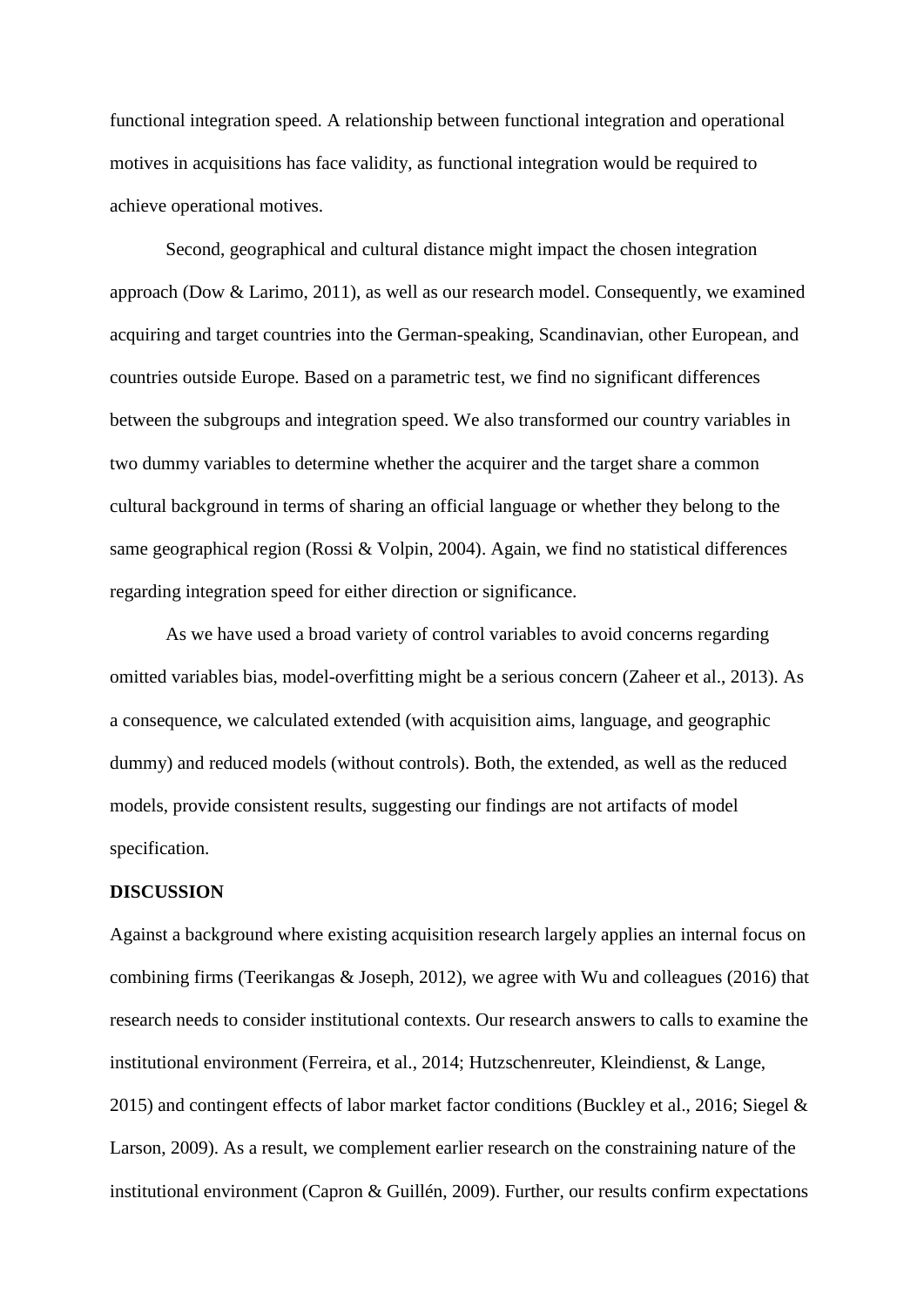functional integration speed. A relationship between functional integration and operational motives in acquisitions has face validity, as functional integration would be required to achieve operational motives.

Second, geographical and cultural distance might impact the chosen integration approach (Dow & Larimo, 2011), as well as our research model. Consequently, we examined acquiring and target countries into the German-speaking, Scandinavian, other European, and countries outside Europe. Based on a parametric test, we find no significant differences between the subgroups and integration speed. We also transformed our country variables in two dummy variables to determine whether the acquirer and the target share a common cultural background in terms of sharing an official language or whether they belong to the same geographical region (Rossi & Volpin, 2004). Again, we find no statistical differences regarding integration speed for either direction or significance.

As we have used a broad variety of control variables to avoid concerns regarding omitted variables bias, model-overfitting might be a serious concern (Zaheer et al., 2013). As a consequence, we calculated extended (with acquisition aims, language, and geographic dummy) and reduced models (without controls). Both, the extended, as well as the reduced models, provide consistent results, suggesting our findings are not artifacts of model specification.

**DISCUSSION**

Against a background where existing acquisition research largely applies an internal focus on combining firms (Teerikangas & Joseph, 2012), we agree with Wu and colleagues (2016) that research needs to consider institutional contexts. Our research answers to calls to examine the institutional environment (Ferreira, et al., 2014; Hutzschenreuter, Kleindienst, & Lange, 2015) and contingent effects of labor market factor conditions (Buckley et al., 2016; Siegel & Larson, 2009). As a result, we complement earlier research on the constraining nature of the institutional environment (Capron & Guillén, 2009). Further, our results confirm expectations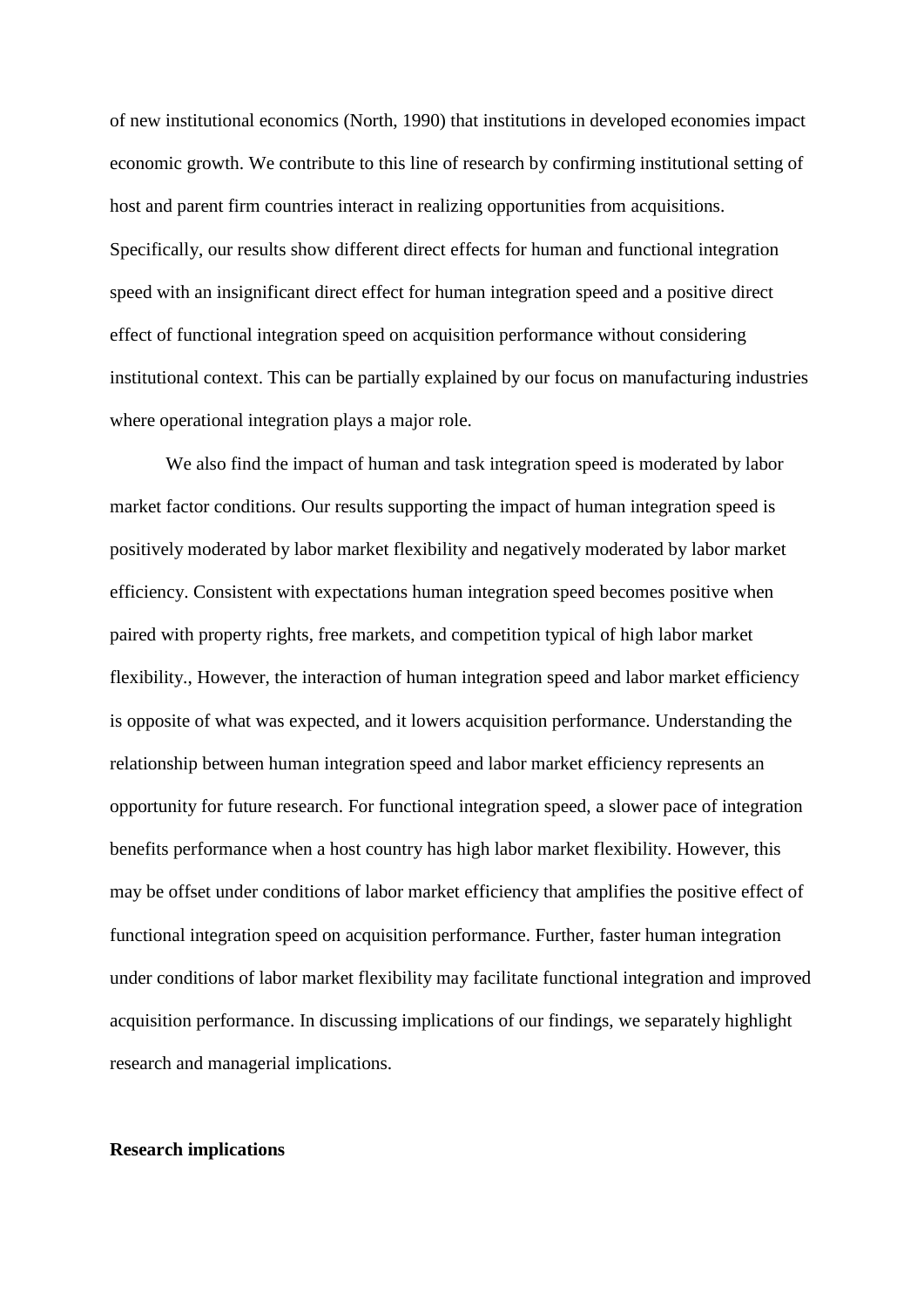of new institutional economics (North, 1990) that institutions in developed economies impact economic growth. We contribute to this line of research by confirming institutional setting of host and parent firm countries interact in realizing opportunities from acquisitions. Specifically, our results show different direct effects for human and functional integration speed with an insignificant direct effect for human integration speed and a positive direct effect of functional integration speed on acquisition performance without considering institutional context. This can be partially explained by our focus on manufacturing industries where operational integration plays a major role.

We also find the impact of human and task integration speed is moderated by labor market factor conditions. Our results supporting the impact of human integration speed is positively moderated by labor market flexibility and negatively moderated by labor market efficiency. Consistent with expectations human integration speed becomes positive when paired with property rights, free markets, and competition typical of high labor market flexibility., However, the interaction of human integration speed and labor market efficiency is opposite of what was expected, and it lowers acquisition performance. Understanding the relationship between human integration speed and labor market efficiency represents an opportunity for future research. For functional integration speed, a slower pace of integration benefits performance when a host country has high labor market flexibility. However, this may be offset under conditions of labor market efficiency that amplifies the positive effect of functional integration speed on acquisition performance. Further, faster human integration under conditions of labor market flexibility may facilitate functional integration and improved acquisition performance. In discussing implications of our findings, we separately highlight research and managerial implications.

**Research implications**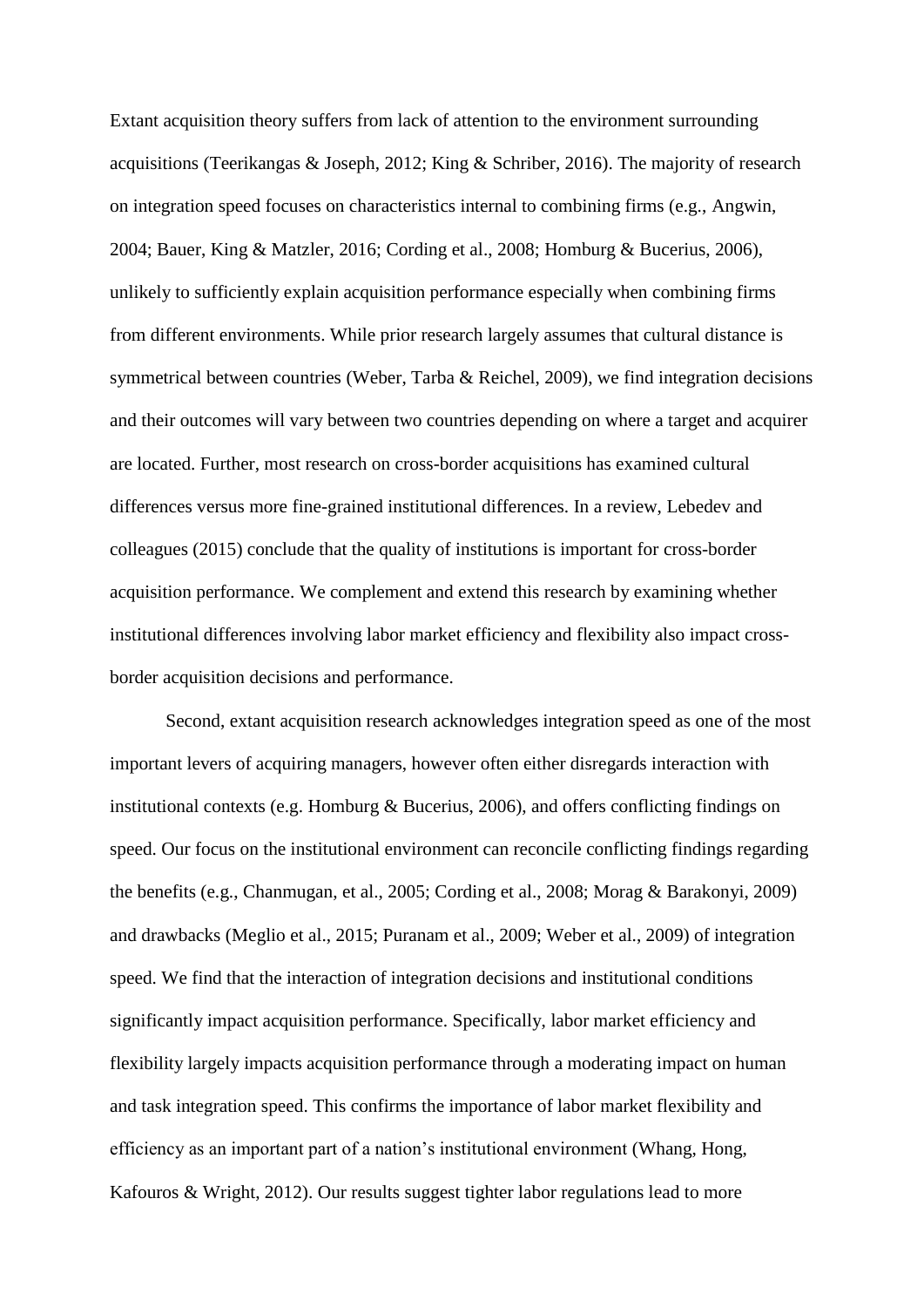Extant acquisition theory suffers from lack of attention to the environment surrounding acquisitions (Teerikangas & Joseph, 2012; King & Schriber, 2016). The majority of research on integration speed focuses on characteristics internal to combining firms (e.g., Angwin, 2004; Bauer, King & Matzler, 2016; Cording et al., 2008; Homburg & Bucerius, 2006), unlikely to sufficiently explain acquisition performance especially when combining firms from different environments. While prior research largely assumes that cultural distance is symmetrical between countries (Weber, Tarba & Reichel, 2009), we find integration decisions and their outcomes will vary between two countries depending on where a target and acquirer are located. Further, most research on cross-border acquisitions has examined cultural differences versus more fine-grained institutional differences. In a review, Lebedev and colleagues (2015) conclude that the quality of institutions is important for cross-border acquisition performance. We complement and extend this research by examining whether institutional differences involving labor market efficiency and flexibility also impact cross-border acquisition decisions and performance.

Second, extant acquisition research acknowledges integration speed as one of the most important levers of acquiring managers, however often either disregards interaction with institutional contexts (e.g. Homburg & Bucerius, 2006), and offers conflicting findings on speed. Our focus on the institutional environment can reconcile conflicting findings regarding the benefits (e.g., Chanmugan, et al., 2005; Cording et al., 2008; Morag & Barakonyi, 2009) and drawbacks (Meglio et al., 2015; Puranam et al., 2009; Weber et al., 2009) of integration speed. We find that the interaction of integration decisions and institutional conditions significantly impact acquisition performance. Specifically, labor market efficiency and flexibility largely impacts acquisition performance through a moderating impact on human and task integration speed. This confirms the importance of labor market flexibility and efficiency as an important part of a nation's institutional environment (Whang, Hong, Kafouros & Wright, 2012). Our results suggest tighter labor regulations lead to more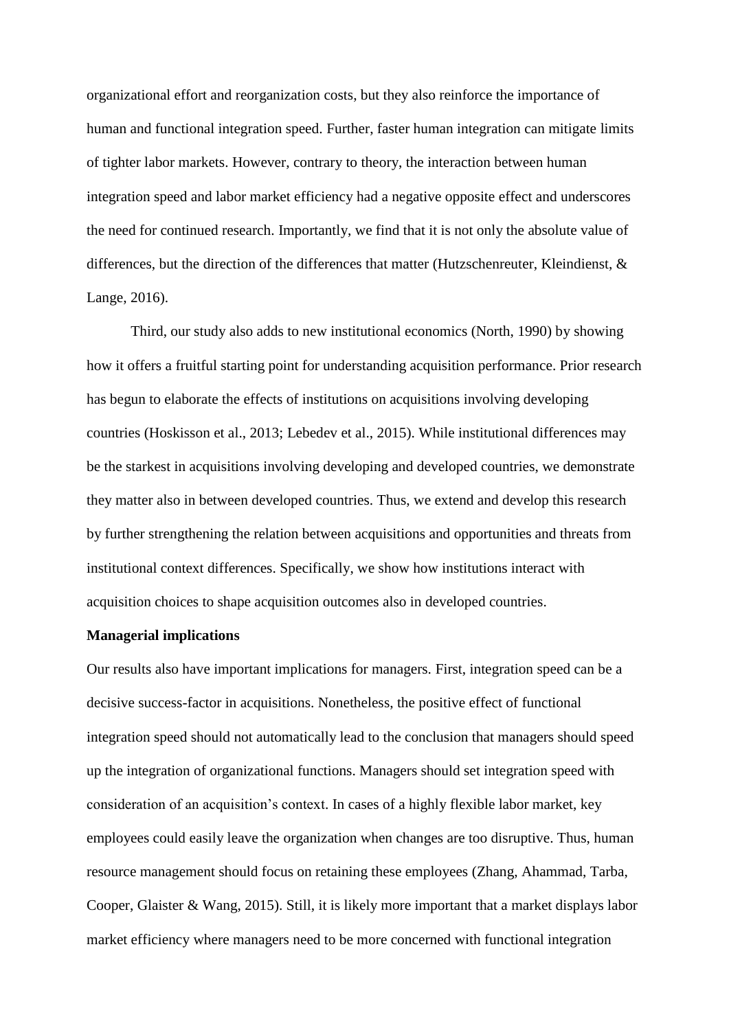organizational effort and reorganization costs, but they also reinforce the importance of human and functional integration speed. Further, faster human integration can mitigate limits of tighter labor markets. However, contrary to theory, the interaction between human integration speed and labor market efficiency had a negative opposite effect and underscores the need for continued research. Importantly, we find that it is not only the absolute value of differences, but the direction of the differences that matter (Hutzschenreuter, Kleindienst, & Lange, 2016).

Third, our study also adds to new institutional economics (North, 1990) by showing how it offers a fruitful starting point for understanding acquisition performance. Prior research has begun to elaborate the effects of institutions on acquisitions involving developing countries (Hoskisson et al., 2013; Lebedev et al., 2015). While institutional differences may be the starkest in acquisitions involving developing and developed countries, we demonstrate they matter also in between developed countries. Thus, we extend and develop this research by further strengthening the relation between acquisitions and opportunities and threats from institutional context differences. Specifically, we show how institutions interact with acquisition choices to shape acquisition outcomes also in developed countries.

**Managerial implications**

Our results also have important implications for managers. First, integration speed can be a decisive success-factor in acquisitions. Nonetheless, the positive effect of functional integration speed should not automatically lead to the conclusion that managers should speed up the integration of organizational functions. Managers should set integration speed with consideration of an acquisition's context. In cases of a highly flexible labor market, key employees could easily leave the organization when changes are too disruptive. Thus, human resource management should focus on retaining these employees (Zhang, Ahammad, Tarba, Cooper, Glaister & Wang, 2015). Still, it is likely more important that a market displays labor market efficiency where managers need to be more concerned with functional integration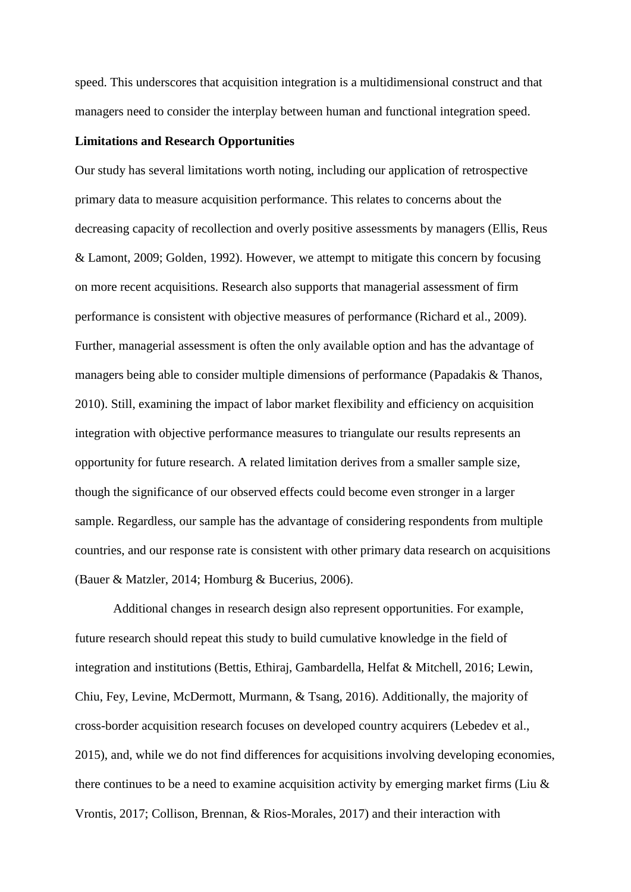speed. This underscores that acquisition integration is a multidimensional construct and that managers need to consider the interplay between human and functional integration speed.

**Limitations and Research Opportunities**

Our study has several limitations worth noting, including our application of retrospective primary data to measure acquisition performance. This relates to concerns about the decreasing capacity of recollection and overly positive assessments by managers (Ellis, Reus & Lamont, 2009; Golden, 1992). However, we attempt to mitigate this concern by focusing on more recent acquisitions. Research also supports that managerial assessment of firm performance is consistent with objective measures of performance (Richard et al., 2009). Further, managerial assessment is often the only available option and has the advantage of managers being able to consider multiple dimensions of performance (Papadakis & Thanos, 2010). Still, examining the impact of labor market flexibility and efficiency on acquisition integration with objective performance measures to triangulate our results represents an opportunity for future research. A related limitation derives from a smaller sample size, though the significance of our observed effects could become even stronger in a larger sample. Regardless, our sample has the advantage of considering respondents from multiple countries, and our response rate is consistent with other primary data research on acquisitions (Bauer & Matzler, 2014; Homburg & Bucerius, 2006).

Additional changes in research design also represent opportunities. For example, future research should repeat this study to build cumulative knowledge in the field of integration and institutions (Bettis, Ethiraj, Gambardella, Helfat & Mitchell, 2016; Lewin, Chiu, Fey, Levine, McDermott, Murmann, & Tsang, 2016). Additionally, the majority of cross-border acquisition research focuses on developed country acquirers (Lebedev et al., 2015), and, while we do not find differences for acquisitions involving developing economies, there continues to be a need to examine acquisition activity by emerging market firms (Liu & Vrontis, 2017; Collison, Brennan, & Rios-Morales, 2017) and their interaction with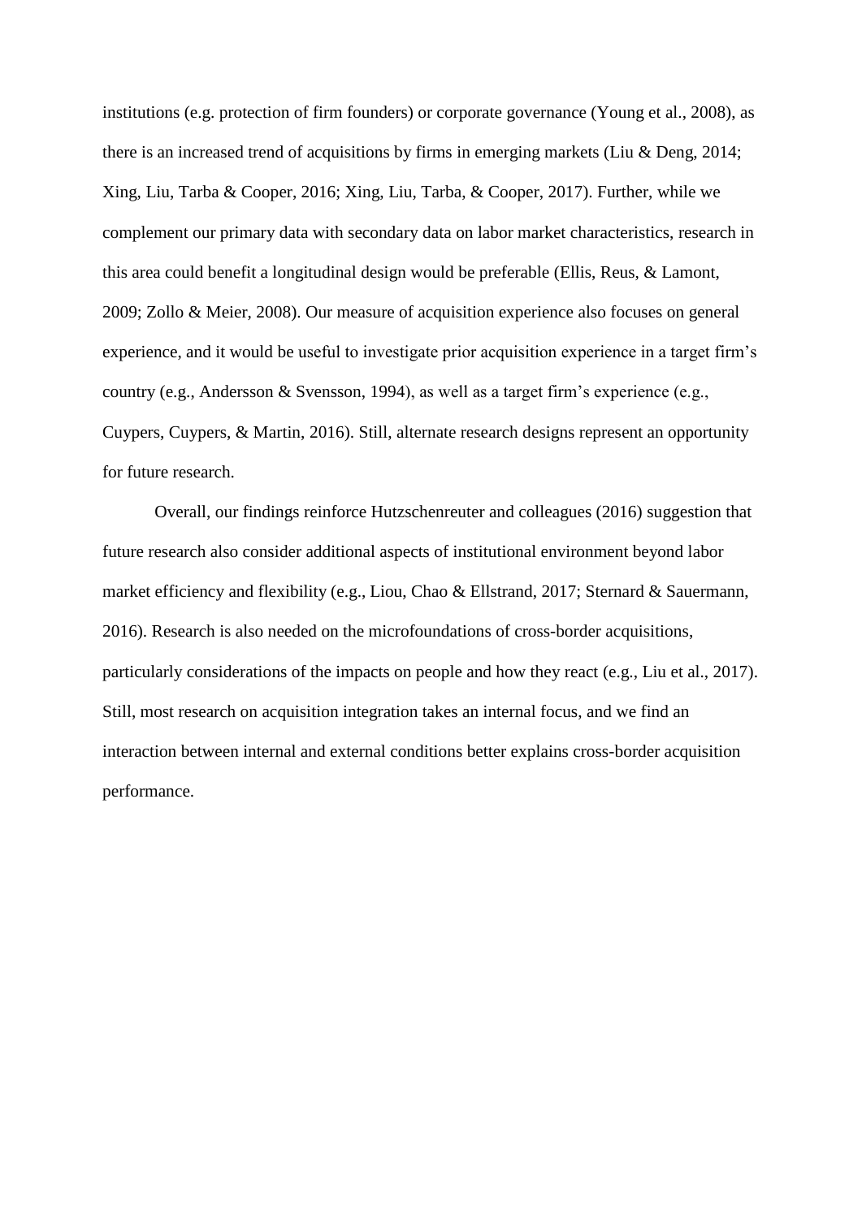institutions (e.g. protection of firm founders) or corporate governance (Young et al., 2008), as there is an increased trend of acquisitions by firms in emerging markets (Liu & Deng, 2014; Xing, Liu, Tarba & Cooper, 2016; Xing, Liu, Tarba, & Cooper, 2017). Further, while we complement our primary data with secondary data on labor market characteristics, research in this area could benefit a longitudinal design would be preferable (Ellis, Reus, & Lamont, 2009; Zollo & Meier, 2008). Our measure of acquisition experience also focuses on general experience, and it would be useful to investigate prior acquisition experience in a target firm's country (e.g., Andersson & Svensson, 1994), as well as a target firm's experience (e.g., Cuypers, Cuypers, & Martin, 2016). Still, alternate research designs represent an opportunity for future research.

Overall, our findings reinforce Hutzschenreuter and colleagues (2016) suggestion that future research also consider additional aspects of institutional environment beyond labor market efficiency and flexibility (e.g., Liou, Chao & Ellstrand, 2017; Sternard & Sauermann, 2016). Research is also needed on the microfoundations of cross-border acquisitions, particularly considerations of the impacts on people and how they react (e.g., Liu et al., 2017). Still, most research on acquisition integration takes an internal focus, and we find an interaction between internal and external conditions better explains cross-border acquisition performance.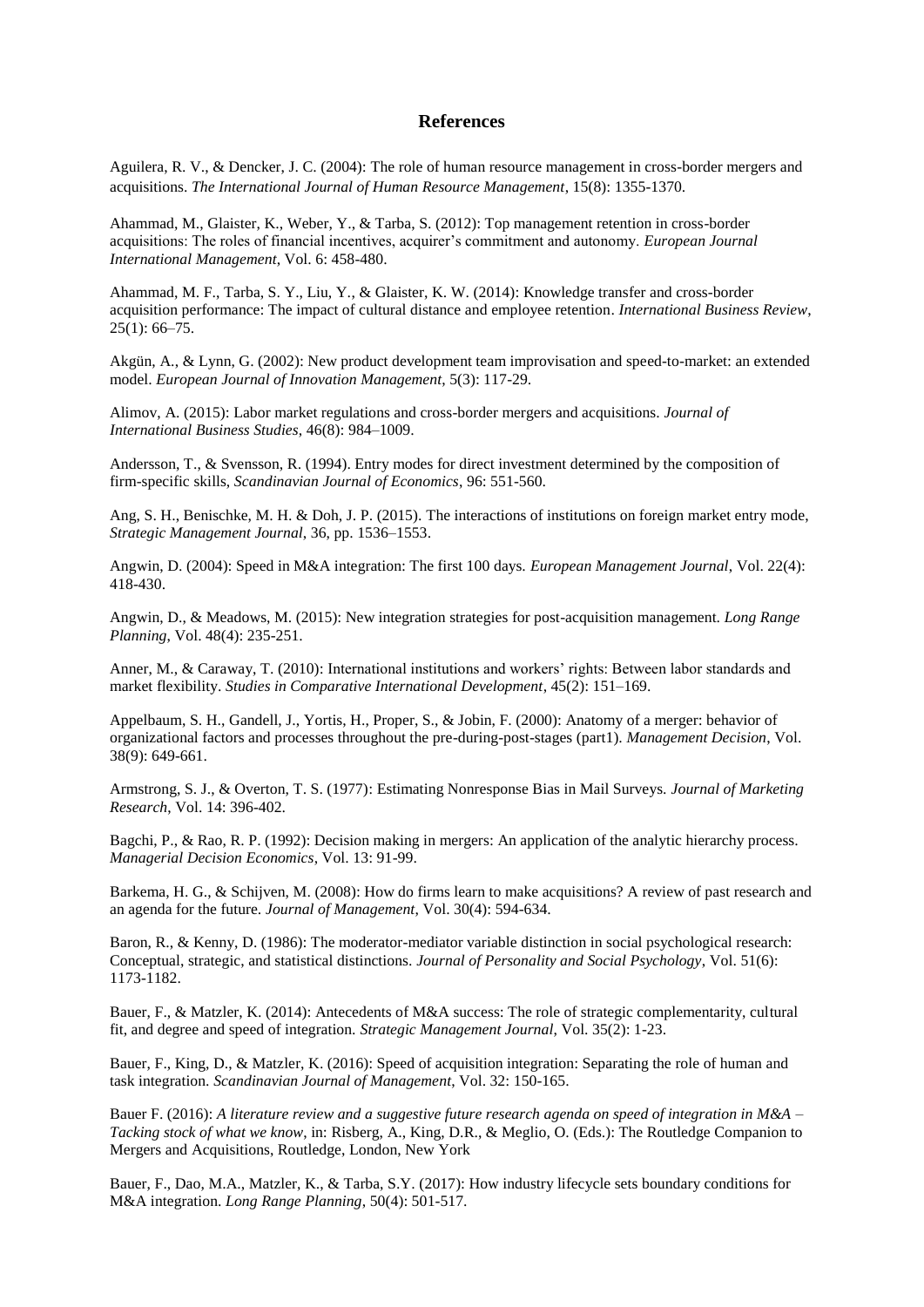## References

Aguilera, R. V., & Dencker, J. C. (2004): The role of human resource management in cross-border mergers and acquisitions. *The International Journal of Human Resource Management*, 15(8): 1355-1370.

Ahammad, M., Glaister, K., Weber, Y., & Tarba, S. (2012): Top management retention in cross-border acquisitions: The roles of financial incentives, acquirer's commitment and autonomy. *European Journal International Management*, Vol. 6: 458-480.

Ahammad, M. F., Tarba, S. Y., Liu, Y., & Glaister, K. W. (2014): Knowledge transfer and cross-border acquisition performance: The impact of cultural distance and employee retention. *International Business Review*, 25(1): 66–75.

Akgün, A., & Lynn, G. (2002): New product development team improvisation and speed-to-market: an extended model. *European Journal of Innovation Management*, 5(3): 117-29.

Alimov, A. (2015): Labor market regulations and cross-border mergers and acquisitions. *Journal of International Business Studies*, 46(8): 984–1009.

Andersson, T., & Svensson, R. (1994). Entry modes for direct investment determined by the composition of firm-specific skills, *Scandinavian Journal of Economics*, 96: 551-560.

Ang, S. H., Benischke, M. H. & Doh, J. P. (2015). The interactions of institutions on foreign market entry mode, *Strategic Management Journal*, 36, pp. 1536–1553.

Angwin, D. (2004): Speed in M&A integration: The first 100 days. *European Management Journal*, Vol. 22(4): 418-430.

Angwin, D., & Meadows, M. (2015): New integration strategies for post-acquisition management. *Long Range Planning*, Vol. 48(4): 235-251.

Anner, M., & Caraway, T. (2010): International institutions and workers' rights: Between labor standards and market flexibility. *Studies in Comparative International Development*, 45(2): 151–169.

Appelbaum, S. H., Gandell, J., Yortis, H., Proper, S., & Jobin, F. (2000): Anatomy of a merger: behavior of organizational factors and processes throughout the pre-during-post-stages (part1). *Management Decision*, Vol. 38(9): 649-661.

Armstrong, S. J., & Overton, T. S. (1977): Estimating Nonresponse Bias in Mail Surveys. *Journal of Marketing Research*, Vol. 14: 396-402.

Bagchi, P., & Rao, R. P. (1992): Decision making in mergers: An application of the analytic hierarchy process. *Managerial Decision Economics*, Vol. 13: 91-99.

Barkema, H. G., & Schijven, M. (2008): How do firms learn to make acquisitions? A review of past research and an agenda for the future. *Journal of Management*, Vol. 30(4): 594-634.

Baron, R., & Kenny, D. (1986): The moderator-mediator variable distinction in social psychological research: Conceptual, strategic, and statistical distinctions. *Journal of Personality and Social Psychology*, Vol. 51(6): 1173-1182.

Bauer, F., & Matzler, K. (2014): Antecedents of M&A success: The role of strategic complementarity, cultural fit, and degree and speed of integration. *Strategic Management Journal*, Vol. 35(2): 1-23.

Bauer, F., King, D., & Matzler, K. (2016): Speed of acquisition integration: Separating the role of human and task integration. *Scandinavian Journal of Management*, Vol. 32: 150-165.

Bauer F. (2016): *A literature review and a suggestive future research agenda on speed of integration in M&A – Tacking stock of what we know*, in: Risberg, A., King, D.R., & Meglio, O. (Eds.): The Routledge Companion to Mergers and Acquisitions, Routledge, London, New York

Bauer, F., Dao, M.A., Matzler, K., & Tarba, S.Y. (2017): How industry lifecycle sets boundary conditions for M&A integration. *Long Range Planning*, 50(4): 501-517.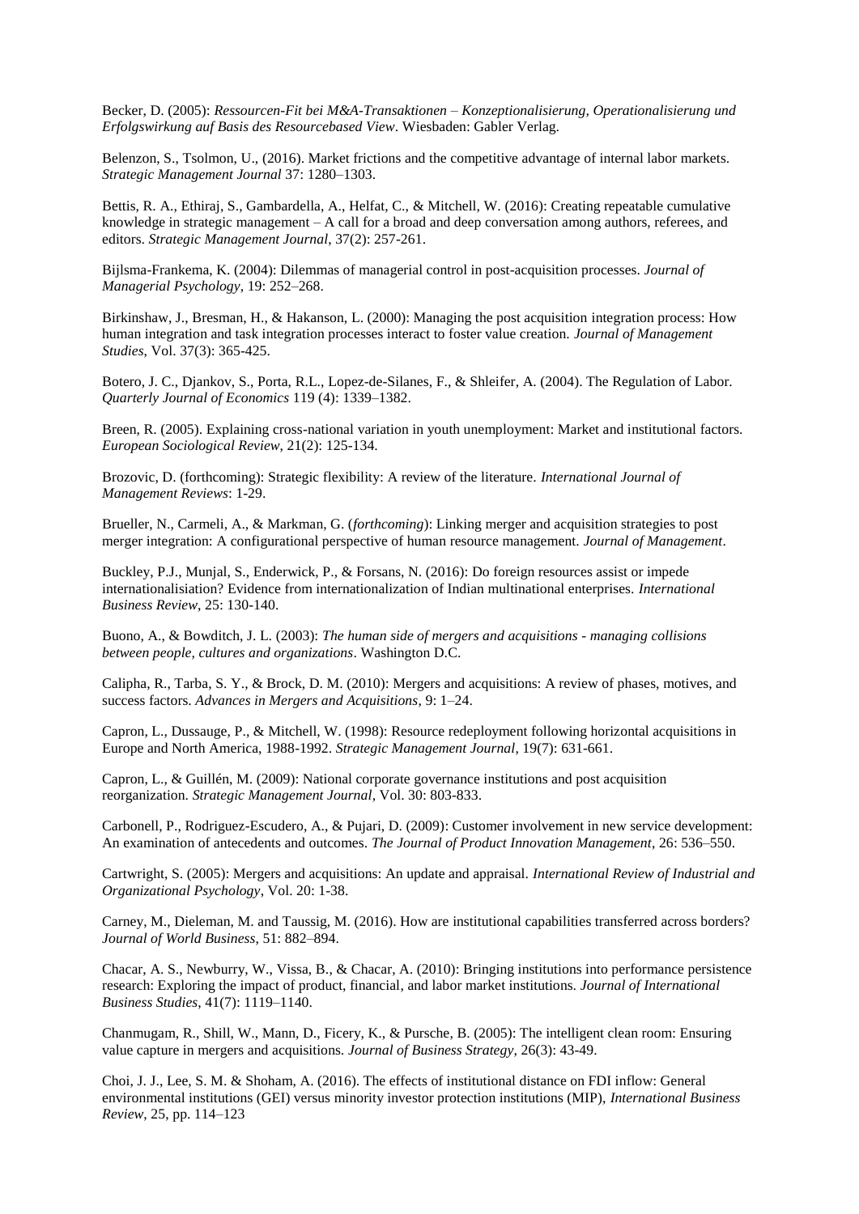Becker, D. (2005): *Ressourcen-Fit bei M&A-Transaktionen – Konzeptionalisierung, Operationalisierung und Erfolgswirkung auf Basis des Resourcebased View*. Wiesbaden: Gabler Verlag.

Belenzon, S., Tsolmon, U., (2016). Market frictions and the competitive advantage of internal labor markets. *Strategic Management Journal* 37: 1280–1303.

Bettis, R. A., Ethiraj, S., Gambardella, A., Helfat, C., & Mitchell, W. (2016): Creating repeatable cumulative knowledge in strategic management – A call for a broad and deep conversation among authors, referees, and editors. *Strategic Management Journal*, 37(2): 257-261.

Bijlsma-Frankema, K. (2004): Dilemmas of managerial control in post-acquisition processes. *Journal of Managerial Psychology*, 19: 252–268.

Birkinshaw, J., Bresman, H., & Hakanson, L. (2000): Managing the post acquisition integration process: How human integration and task integration processes interact to foster value creation. *Journal of Management Studies*, Vol. 37(3): 365-425.

Botero, J. C., Djankov, S., Porta, R.L., Lopez-de-Silanes, F., & Shleifer, A. (2004). The Regulation of Labor. *Quarterly Journal of Economics* 119 (4): 1339–1382.

Breen, R. (2005). Explaining cross-national variation in youth unemployment: Market and institutional factors. *European Sociological Review*, 21(2): 125-134.

Brozovic, D. (forthcoming): Strategic flexibility: A review of the literature. *International Journal of Management Reviews*: 1-29.

Brueller, N., Carmeli, A., & Markman, G. (*forthcoming*): Linking merger and acquisition strategies to post merger integration: A configurational perspective of human resource management. *Journal of Management*.

Buckley, P.J., Munjal, S., Enderwick, P., & Forsans, N. (2016): Do foreign resources assist or impede internationalisiation? Evidence from internationalization of Indian multinational enterprises. *International Business Review*, 25: 130-140.

Buono, A., & Bowditch, J. L. (2003): *The human side of mergers and acquisitions - managing collisions between people, cultures and organizations*. Washington D.C.

Calipha, R., Tarba, S. Y., & Brock, D. M. (2010): Mergers and acquisitions: A review of phases, motives, and success factors. *Advances in Mergers and Acquisitions*, 9: 1–24.

Capron, L., Dussauge, P., & Mitchell, W. (1998): Resource redeployment following horizontal acquisitions in Europe and North America, 1988-1992. *Strategic Management Journal*, 19(7): 631-661.

Capron, L., & Guillén, M. (2009): National corporate governance institutions and post acquisition reorganization. *Strategic Management Journal*, Vol. 30: 803-833.

Carbonell, P., Rodriguez-Escudero, A., & Pujari, D. (2009): Customer involvement in new service development: An examination of antecedents and outcomes. *The Journal of Product Innovation Management*, 26: 536–550.

Cartwright, S. (2005): Mergers and acquisitions: An update and appraisal. *International Review of Industrial and Organizational Psychology*, Vol. 20: 1-38.

Carney, M., Dieleman, M. and Taussig, M. (2016). How are institutional capabilities transferred across borders? *Journal of World Business*, 51: 882–894.

Chacar, A. S., Newburry, W., Vissa, B., & Chacar, A. (2010): Bringing institutions into performance persistence research: Exploring the impact of product, financial, and labor market institutions. *Journal of International Business Studies*, 41(7): 1119–1140.

Chanmugam, R., Shill, W., Mann, D., Ficery, K., & Pursche, B. (2005): The intelligent clean room: Ensuring value capture in mergers and acquisitions. *Journal of Business Strategy*, 26(3): 43-49.

Choi, J. J., Lee, S. M. & Shoham, A. (2016). The effects of institutional distance on FDI inflow: General environmental institutions (GEI) versus minority investor protection institutions (MIP), *International Business Review*, 25, pp. 114–123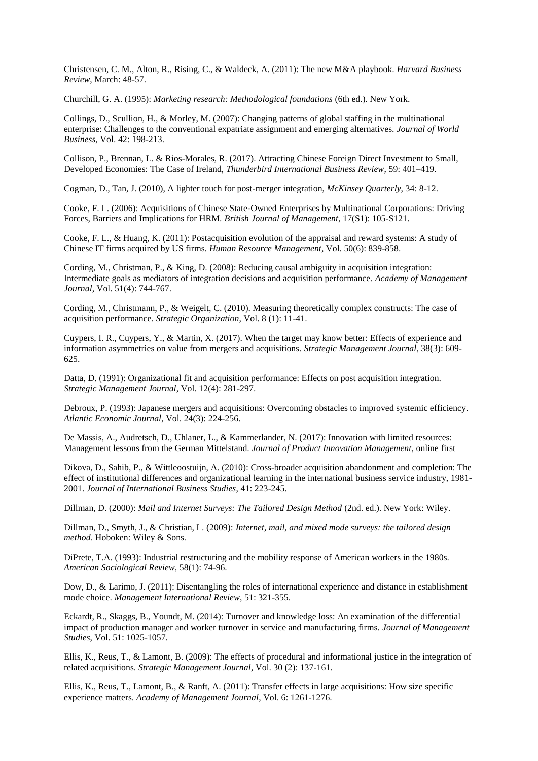Christensen, C. M., Alton, R., Rising, C., & Waldeck, A. (2011): The new M&A playbook. *Harvard Business Review*, March: 48-57.

Churchill, G. A. (1995): *Marketing research: Methodological foundations* (6th ed.). New York.

Collings, D., Scullion, H., & Morley, M. (2007): Changing patterns of global staffing in the multinational enterprise: Challenges to the conventional expatriate assignment and emerging alternatives. *Journal of World Business*, Vol. 42: 198-213.

Collison, P., Brennan, L. & Rios-Morales, R. (2017). Attracting Chinese Foreign Direct Investment to Small, Developed Economies: The Case of Ireland, *Thunderbird International Business Review*, 59: 401–419.

Cogman, D., Tan, J. (2010), A lighter touch for post-merger integration, *McKinsey Quarterly*, 34: 8-12.

Cooke, F. L. (2006): Acquisitions of Chinese State-Owned Enterprises by Multinational Corporations: Driving Forces, Barriers and Implications for HRM. *British Journal of Management*, 17(S1): 105-S121.

Cooke, F. L., & Huang, K. (2011): Postacquisition evolution of the appraisal and reward systems: A study of Chinese IT firms acquired by US firms. *Human Resource Management*, Vol. 50(6): 839-858.

Cording, M., Christman, P., & King, D. (2008): Reducing causal ambiguity in acquisition integration: Intermediate goals as mediators of integration decisions and acquisition performance. *Academy of Management Journal*, Vol. 51(4): 744-767.

Cording, M., Christmann, P., & Weigelt, C. (2010). Measuring theoretically complex constructs: The case of acquisition performance. *Strategic Organization*, Vol. 8 (1): 11-41.

Cuypers, I. R., Cuypers, Y., & Martin, X. (2017). When the target may know better: Effects of experience and information asymmetries on value from mergers and acquisitions. *Strategic Management Journal*, 38(3): 609-625.

Datta, D. (1991): Organizational fit and acquisition performance: Effects on post acquisition integration. *Strategic Management Journal*, Vol. 12(4): 281-297.

Debroux, P. (1993): Japanese mergers and acquisitions: Overcoming obstacles to improved systemic efficiency. *Atlantic Economic Journal*, Vol. 24(3): 224-256.

De Massis, A., Audretsch, D., Uhlaner, L., & Kammerlander, N. (2017): Innovation with limited resources: Management lessons from the German Mittelstand. *Journal of Product Innovation Management*, online first

Dikova, D., Sahib, P., & Wittleoostuijn, A. (2010): Cross-broader acquisition abandonment and completion: The effect of institutional differences and organizational learning in the international business service industry, 1981-2001. *Journal of International Business Studies*, 41: 223-245.

Dillman, D. (2000): *Mail and Internet Surveys: The Tailored Design Method* (2nd. ed.). New York: Wiley.

Dillman, D., Smyth, J., & Christian, L. (2009): *Internet, mail, and mixed mode surveys: the tailored design method*. Hoboken: Wiley & Sons.

DiPrete, T.A. (1993): Industrial restructuring and the mobility response of American workers in the 1980s. *American Sociological Review*, 58(1): 74-96.

Dow, D., & Larimo, J. (2011): Disentangling the roles of international experience and distance in establishment mode choice. *Management International Review*, 51: 321-355.

Eckardt, R., Skaggs, B., Youndt, M. (2014): Turnover and knowledge loss: An examination of the differential impact of production manager and worker turnover in service and manufacturing firms. *Journal of Management Studies*, Vol. 51: 1025-1057.

Ellis, K., Reus, T., & Lamont, B. (2009): The effects of procedural and informational justice in the integration of related acquisitions. *Strategic Management Journal*, Vol. 30 (2): 137-161.

Ellis, K., Reus, T., Lamont, B., & Ranft, A. (2011): Transfer effects in large acquisitions: How size specific experience matters. *Academy of Management Journal*, Vol. 6: 1261-1276.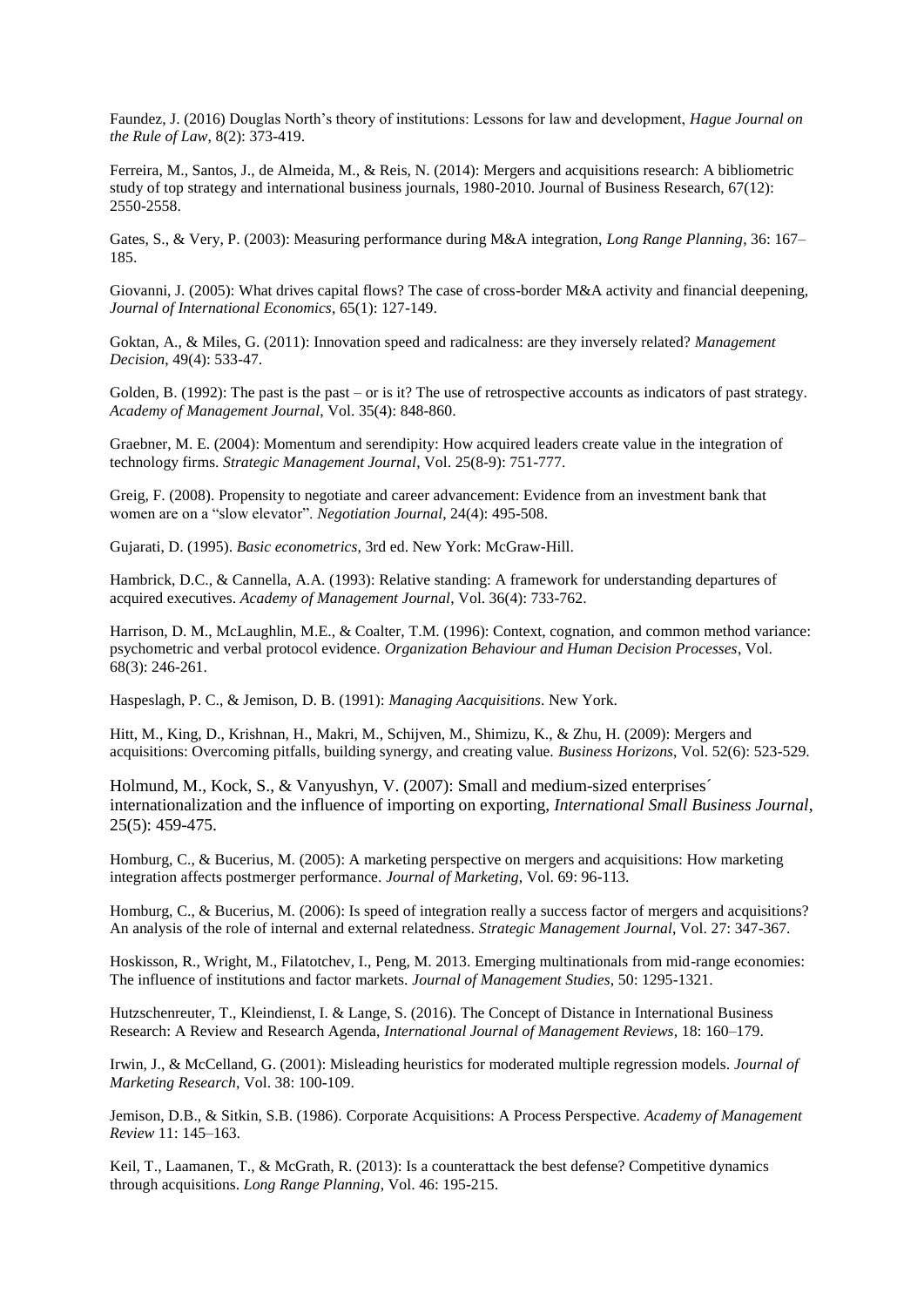Faundez, J. (2016) Douglas North's theory of institutions: Lessons for law and development, *Hague Journal on the Rule of Law*, 8(2): 373-419.

Ferreira, M., Santos, J., de Almeida, M., & Reis, N. (2014): Mergers and acquisitions research: A bibliometric study of top strategy and international business journals, 1980-2010. Journal of Business Research, 67(12): 2550-2558.

Gates, S., & Very, P. (2003): Measuring performance during M&A integration, *Long Range Planning*, 36: 167–185.

Giovanni, J. (2005): What drives capital flows? The case of cross-border M&A activity and financial deepening, *Journal of International Economics*, 65(1): 127-149.

Goktan, A., & Miles, G. (2011): Innovation speed and radicalness: are they inversely related? *Management Decision*, 49(4): 533-47.

Golden, B. (1992): The past is the past – or is it? The use of retrospective accounts as indicators of past strategy. *Academy of Management Journal*, Vol. 35(4): 848-860.

Graebner, M. E. (2004): Momentum and serendipity: How acquired leaders create value in the integration of technology firms. *Strategic Management Journal*, Vol. 25(8-9): 751-777.

Greig, F. (2008). Propensity to negotiate and career advancement: Evidence from an investment bank that women are on a "slow elevator". *Negotiation Journal*, 24(4): 495-508.

Gujarati, D. (1995). *Basic econometrics*, 3rd ed. New York: McGraw-Hill.

Hambrick, D.C., & Cannella, A.A. (1993): Relative standing: A framework for understanding departures of acquired executives. *Academy of Management Journal*, Vol. 36(4): 733-762.

Harrison, D. M., McLaughlin, M.E., & Coalter, T.M. (1996): Context, cognation, and common method variance: psychometric and verbal protocol evidence. *Organization Behaviour and Human Decision Processes*, Vol. 68(3): 246-261.

Haspeslagh, P. C., & Jemison, D. B. (1991): *Managing Aacquisitions*. New York.

Hitt, M., King, D., Krishnan, H., Makri, M., Schijven, M., Shimizu, K., & Zhu, H. (2009): Mergers and acquisitions: Overcoming pitfalls, building synergy, and creating value. *Business Horizons*, Vol. 52(6): 523-529.

Holmund, M., Kock, S., & Vanyushyn, V. (2007): Small and medium-sized enterprises´ internationalization and the influence of importing on exporting, *International Small Business Journal*, 25(5): 459-475.

Homburg, C., & Bucerius, M. (2005): A marketing perspective on mergers and acquisitions: How marketing integration affects postmerger performance. *Journal of Marketing*, Vol. 69: 96-113.

Homburg, C., & Bucerius, M. (2006): Is speed of integration really a success factor of mergers and acquisitions? An analysis of the role of internal and external relatedness. *Strategic Management Journal*, Vol. 27: 347-367.

Hoskisson, R., Wright, M., Filatotchev, I., Peng, M. 2013. Emerging multinationals from mid-range economies: The influence of institutions and factor markets. *Journal of Management Studies*, 50: 1295-1321.

Hutzschenreuter, T., Kleindienst, I. & Lange, S. (2016). The Concept of Distance in International Business Research: A Review and Research Agenda, *International Journal of Management Reviews*, 18: 160–179.

Irwin, J., & McCelland, G. (2001): Misleading heuristics for moderated multiple regression models. *Journal of Marketing Research*, Vol. 38: 100-109.

Jemison, D.B., & Sitkin, S.B. (1986). Corporate Acquisitions: A Process Perspective. *Academy of Management Review* 11: 145–163.

Keil, T., Laamanen, T., & McGrath, R. (2013): Is a counterattack the best defense? Competitive dynamics through acquisitions. *Long Range Planning*, Vol. 46: 195-215.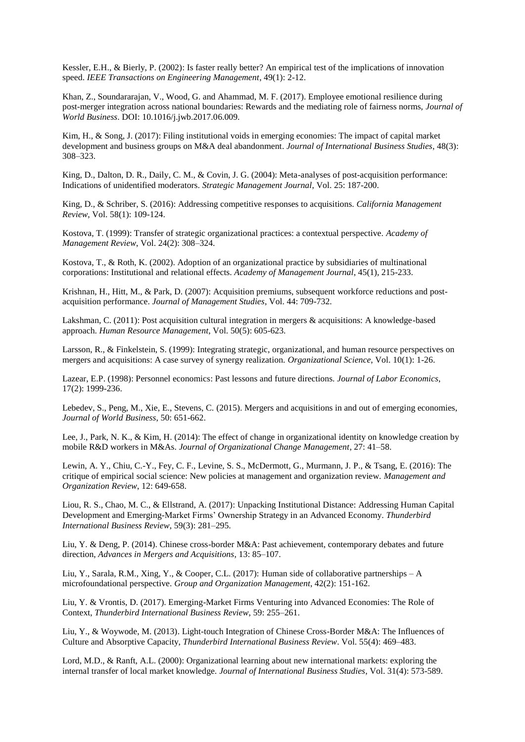Kessler, E.H., & Bierly, P. (2002): Is faster really better? An empirical test of the implications of innovation speed. *IEEE Transactions on Engineering Management*, 49(1): 2-12.

Khan, Z., Soundararajan, V., Wood, G. and Ahammad, M. F. (2017). Employee emotional resilience during post-merger integration across national boundaries: Rewards and the mediating role of fairness norms, *Journal of World Business*. DOI: 10.1016/j.jwb.2017.06.009.

Kim, H., & Song, J. (2017): Filing institutional voids in emerging economies: The impact of capital market development and business groups on M&A deal abandonment. *Journal of International Business Studies*, 48(3): 308–323.

King, D., Dalton, D. R., Daily, C. M., & Covin, J. G. (2004): Meta-analyses of post-acquisition performance: Indications of unidentified moderators. *Strategic Management Journal*, Vol. 25: 187-200.

King, D., & Schriber, S. (2016): Addressing competitive responses to acquisitions. *California Management Review*, Vol. 58(1): 109-124.

Kostova, T. (1999): Transfer of strategic organizational practices: a contextual perspective. *Academy of Management Review*, Vol. 24(2): 308–324.

Kostova, T., & Roth, K. (2002). Adoption of an organizational practice by subsidiaries of multinational corporations: Institutional and relational effects. *Academy of Management Journal*, 45(1), 215-233.

Krishnan, H., Hitt, M., & Park, D. (2007): Acquisition premiums, subsequent workforce reductions and post-acquisition performance. *Journal of Management Studies*, Vol. 44: 709-732.

Lakshman, C. (2011): Post acquisition cultural integration in mergers & acquisitions: A knowledge-based approach. *Human Resource Management*, Vol. 50(5): 605-623.

Larsson, R., & Finkelstein, S. (1999): Integrating strategic, organizational, and human resource perspectives on mergers and acquisitions: A case survey of synergy realization. *Organizational Science*, Vol. 10(1): 1-26.

Lazear, E.P. (1998): Personnel economics: Past lessons and future directions. *Journal of Labor Economics*, 17(2): 1999-236.

Lebedev, S., Peng, M., Xie, E., Stevens, C. (2015). Mergers and acquisitions in and out of emerging economies, *Journal of World Business*, 50: 651-662.

Lee, J., Park, N. K., & Kim, H. (2014): The effect of change in organizational identity on knowledge creation by mobile R&D workers in M&As. *Journal of Organizational Change Management*, 27: 41–58.

Lewin, A. Y., Chiu, C.-Y., Fey, C. F., Levine, S. S., McDermott, G., Murmann, J. P., & Tsang, E. (2016): The critique of empirical social science: New policies at management and organization review. *Management and Organization Review*, 12: 649-658.

Liou, R. S., Chao, M. C., & Ellstrand, A. (2017): Unpacking Institutional Distance: Addressing Human Capital Development and Emerging-Market Firms' Ownership Strategy in an Advanced Economy. *Thunderbird International Business Review*, 59(3): 281–295.

Liu, Y. & Deng, P. (2014). Chinese cross-border M&A: Past achievement, contemporary debates and future direction, *Advances in Mergers and Acquisitions*, 13: 85–107.

Liu, Y., Sarala, R.M., Xing, Y., & Cooper, C.L. (2017): Human side of collaborative partnerships – A microfoundational perspective. *Group and Organization Management*, 42(2): 151-162.

Liu, Y. & Vrontis, D. (2017). Emerging-Market Firms Venturing into Advanced Economies: The Role of Context, *Thunderbird International Business Review*, 59: 255–261.

Liu, Y., & Woywode, M. (2013). Light-touch Integration of Chinese Cross-Border M&A: The Influences of Culture and Absorptive Capacity, *Thunderbird International Business Review*. Vol. 55(4): 469–483.

Lord, M.D., & Ranft, A.L. (2000): Organizational learning about new international markets: exploring the internal transfer of local market knowledge. *Journal of International Business Studies*, Vol. 31(4): 573-589.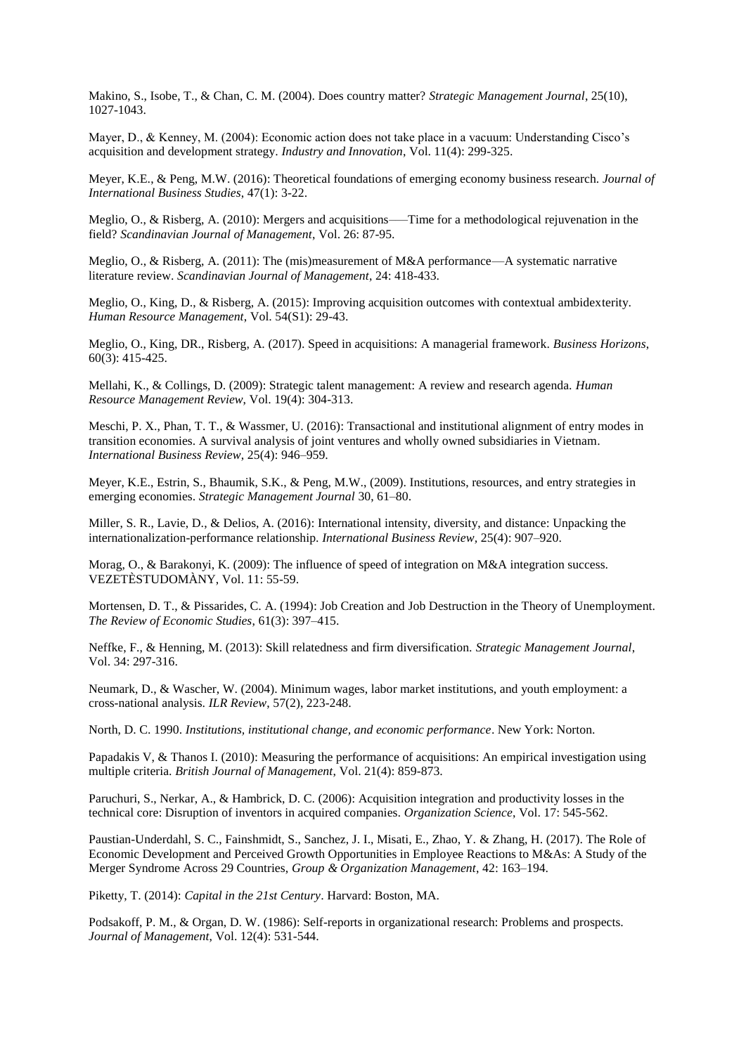Makino, S., Isobe, T., & Chan, C. M. (2004). Does country matter? *Strategic Management Journal*, 25(10), 1027-1043.

Mayer, D., & Kenney, M. (2004): Economic action does not take place in a vacuum: Understanding Cisco's acquisition and development strategy. *Industry and Innovation*, Vol. 11(4): 299-325.

Meyer, K.E., & Peng, M.W. (2016): Theoretical foundations of emerging economy business research. *Journal of International Business Studies*, 47(1): 3-22.

Meglio, O., & Risberg, A. (2010): Mergers and acquisitions––Time for a methodological rejuvenation in the field? *Scandinavian Journal of Management*, Vol. 26: 87-95.

Meglio, O., & Risberg, A. (2011): The (mis)measurement of M&A performance—A systematic narrative literature review. *Scandinavian Journal of Management*, 24: 418-433.

Meglio, O., King, D., & Risberg, A. (2015): Improving acquisition outcomes with contextual ambidexterity. *Human Resource Management*, Vol. 54(S1): 29-43.

Meglio, O., King, DR., Risberg, A. (2017). Speed in acquisitions: A managerial framework. *Business Horizons*, 60(3): 415-425.

Mellahi, K., & Collings, D. (2009): Strategic talent management: A review and research agenda. *Human Resource Management Review*, Vol. 19(4): 304-313.

Meschi, P. X., Phan, T. T., & Wassmer, U. (2016): Transactional and institutional alignment of entry modes in transition economies. A survival analysis of joint ventures and wholly owned subsidiaries in Vietnam. *International Business Review*, 25(4): 946–959.

Meyer, K.E., Estrin, S., Bhaumik, S.K., & Peng, M.W., (2009). Institutions, resources, and entry strategies in emerging economies. *Strategic Management Journal* 30, 61–80.

Miller, S. R., Lavie, D., & Delios, A. (2016): International intensity, diversity, and distance: Unpacking the internationalization-performance relationship. *International Business Review*, 25(4): 907–920.

Morag, O., & Barakonyi, K. (2009): The influence of speed of integration on M&A integration success. VEZETÈSTUDOMÀNY, Vol. 11: 55-59.

Mortensen, D. T., & Pissarides, C. A. (1994): Job Creation and Job Destruction in the Theory of Unemployment. *The Review of Economic Studies*, 61(3): 397–415.

Neffke, F., & Henning, M. (2013): Skill relatedness and firm diversification. *Strategic Management Journal*, Vol. 34: 297-316.

Neumark, D., & Wascher, W. (2004). Minimum wages, labor market institutions, and youth employment: a cross-national analysis. *ILR Review*, 57(2), 223-248.

North, D. C. 1990. *Institutions, institutional change, and economic performance*. New York: Norton.

Papadakis V, & Thanos I. (2010): Measuring the performance of acquisitions: An empirical investigation using multiple criteria. *British Journal of Management*, Vol. 21(4): 859-873.

Paruchuri, S., Nerkar, A., & Hambrick, D. C. (2006): Acquisition integration and productivity losses in the technical core: Disruption of inventors in acquired companies. *Organization Science*, Vol. 17: 545-562.

Paustian-Underdahl, S. C., Fainshmidt, S., Sanchez, J. I., Misati, E., Zhao, Y. & Zhang, H. (2017). The Role of Economic Development and Perceived Growth Opportunities in Employee Reactions to M&As: A Study of the Merger Syndrome Across 29 Countries, *Group & Organization Management*, 42: 163–194.

Piketty, T. (2014): *Capital in the 21st Century*. Harvard: Boston, MA.

Podsakoff, P. M., & Organ, D. W. (1986): Self-reports in organizational research: Problems and prospects. *Journal of Management*, Vol. 12(4): 531-544.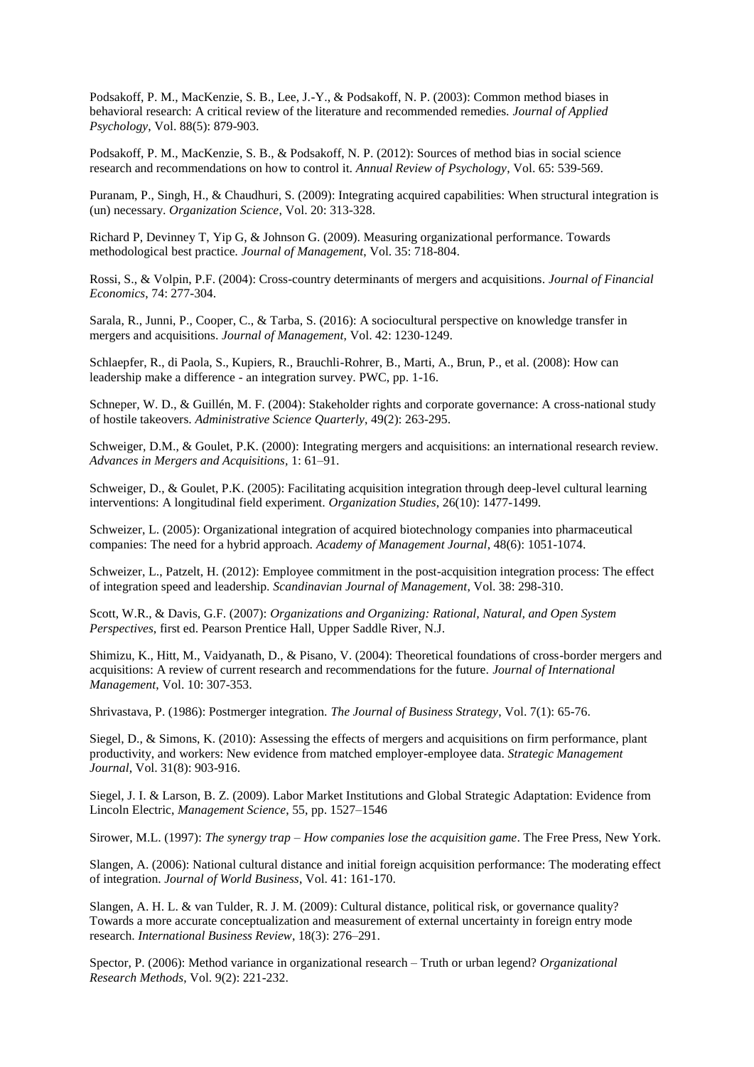Podsakoff, P. M., MacKenzie, S. B., Lee, J.-Y., & Podsakoff, N. P. (2003): Common method biases in behavioral research: A critical review of the literature and recommended remedies. *Journal of Applied Psychology*, Vol. 88(5): 879-903.

Podsakoff, P. M., MacKenzie, S. B., & Podsakoff, N. P. (2012): Sources of method bias in social science research and recommendations on how to control it. *Annual Review of Psychology*, Vol. 65: 539-569.

Puranam, P., Singh, H., & Chaudhuri, S. (2009): Integrating acquired capabilities: When structural integration is (un) necessary. *Organization Science*, Vol. 20: 313-328.

Richard P, Devinney T, Yip G, & Johnson G. (2009). Measuring organizational performance. Towards methodological best practice. *Journal of Management*, Vol. 35: 718-804.

Rossi, S., & Volpin, P.F. (2004): Cross-country determinants of mergers and acquisitions. *Journal of Financial Economics*, 74: 277-304.

Sarala, R., Junni, P., Cooper, C., & Tarba, S. (2016): A sociocultural perspective on knowledge transfer in mergers and acquisitions. *Journal of Management*, Vol. 42: 1230-1249.

Schlaepfer, R., di Paola, S., Kupiers, R., Brauchli-Rohrer, B., Marti, A., Brun, P., et al. (2008): How can leadership make a difference - an integration survey. PWC, pp. 1-16.

Schneper, W. D., & Guillén, M. F. (2004): Stakeholder rights and corporate governance: A cross-national study of hostile takeovers. *Administrative Science Quarterly*, 49(2): 263-295.

Schweiger, D.M., & Goulet, P.K. (2000): Integrating mergers and acquisitions: an international research review. *Advances in Mergers and Acquisitions*, 1: 61–91.

Schweiger, D., & Goulet, P.K. (2005): Facilitating acquisition integration through deep-level cultural learning interventions: A longitudinal field experiment. *Organization Studies*, 26(10): 1477-1499.

Schweizer, L. (2005): Organizational integration of acquired biotechnology companies into pharmaceutical companies: The need for a hybrid approach. *Academy of Management Journal*, 48(6): 1051-1074.

Schweizer, L., Patzelt, H. (2012): Employee commitment in the post-acquisition integration process: The effect of integration speed and leadership. *Scandinavian Journal of Management*, Vol. 38: 298-310.

Scott, W.R., & Davis, G.F. (2007): *Organizations and Organizing: Rational, Natural, and Open System Perspectives*, first ed. Pearson Prentice Hall, Upper Saddle River, N.J.

Shimizu, K., Hitt, M., Vaidyanath, D., & Pisano, V. (2004): Theoretical foundations of cross-border mergers and acquisitions: A review of current research and recommendations for the future. *Journal of International Management*, Vol. 10: 307-353.

Shrivastava, P. (1986): Postmerger integration. *The Journal of Business Strategy*, Vol. 7(1): 65-76.

Siegel, D., & Simons, K. (2010): Assessing the effects of mergers and acquisitions on firm performance, plant productivity, and workers: New evidence from matched employer-employee data. *Strategic Management Journal*, Vol. 31(8): 903-916.

Siegel, J. I. & Larson, B. Z. (2009). Labor Market Institutions and Global Strategic Adaptation: Evidence from Lincoln Electric, *Management Science*, 55, pp. 1527–1546

Sirower, M.L. (1997): *The synergy trap – How companies lose the acquisition game*. The Free Press, New York.

Slangen, A. (2006): National cultural distance and initial foreign acquisition performance: The moderating effect of integration. *Journal of World Business*, Vol. 41: 161-170.

Slangen, A. H. L. & van Tulder, R. J. M. (2009): Cultural distance, political risk, or governance quality? Towards a more accurate conceptualization and measurement of external uncertainty in foreign entry mode research. *International Business Review*, 18(3): 276–291.

Spector, P. (2006): Method variance in organizational research – Truth or urban legend? *Organizational Research Methods*, Vol. 9(2): 221-232.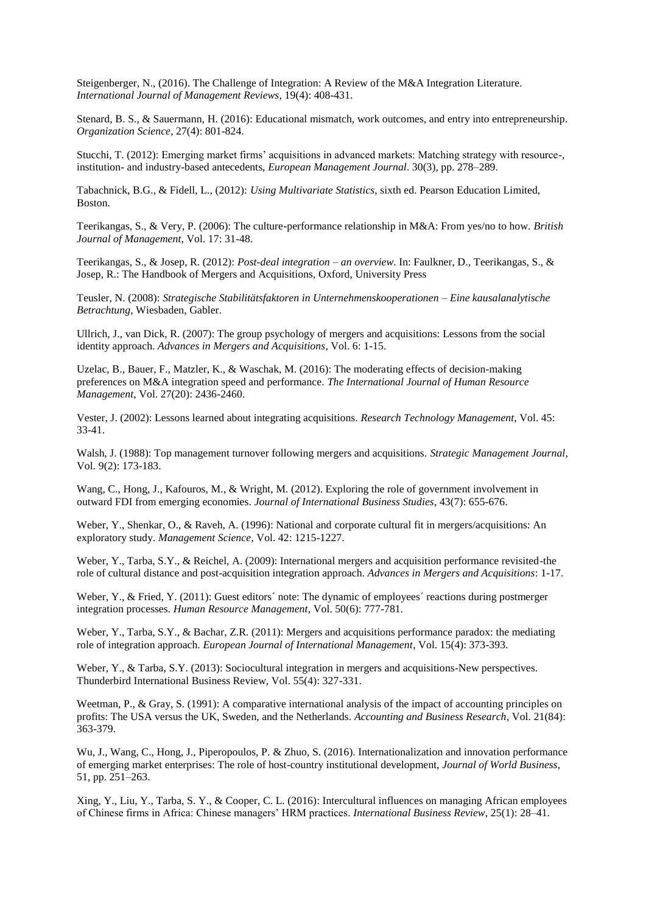Steigenberger, N., (2016). The Challenge of Integration: A Review of the M&A Integration Literature. *International Journal of Management Reviews*, 19(4): 408-431.

Stenard, B. S., & Sauermann, H. (2016): Educational mismatch, work outcomes, and entry into entrepreneurship. *Organization Science*, 27(4): 801-824.

Stucchi, T. (2012): Emerging market firms' acquisitions in advanced markets: Matching strategy with resource-, institution- and industry-based antecedents, *European Management Journal*. 30(3), pp. 278–289.

Tabachnick, B.G., & Fidell, L., (2012): *Using Multivariate Statistics*, sixth ed. Pearson Education Limited, Boston.

Teerikangas, S., & Very, P. (2006): The culture-performance relationship in M&A: From yes/no to how. *British Journal of Management*, Vol. 17: 31-48.

Teerikangas, S., & Josep, R. (2012): *Post-deal integration – an overview*. In: Faulkner, D., Teerikangas, S., & Josep, R.: The Handbook of Mergers and Acquisitions, Oxford, University Press

Teusler, N. (2008): *Strategische Stabilitätsfaktoren in Unternehmenskooperationen – Eine kausalanalytische Betrachtung*, Wiesbaden, Gabler.

Ullrich, J., van Dick, R. (2007): The group psychology of mergers and acquisitions: Lessons from the social identity approach. *Advances in Mergers and Acquisitions*, Vol. 6: 1-15.

Uzelac, B., Bauer, F., Matzler, K., & Waschak, M. (2016): The moderating effects of decision-making preferences on M&A integration speed and performance. *The International Journal of Human Resource Management*, Vol. 27(20): 2436-2460.

Vester, J. (2002): Lessons learned about integrating acquisitions. *Research Technology Management*, Vol. 45: 33-41.

Walsh, J. (1988): Top management turnover following mergers and acquisitions. *Strategic Management Journal*, Vol. 9(2): 173-183.

Wang, C., Hong, J., Kafouros, M., & Wright, M. (2012). Exploring the role of government involvement in outward FDI from emerging economies. *Journal of International Business Studies*, 43(7): 655-676.

Weber, Y., Shenkar, O., & Raveh, A. (1996): National and corporate cultural fit in mergers/acquisitions: An exploratory study. *Management Science*, Vol. 42: 1215-1227.

Weber, Y., Tarba, S.Y., & Reichel, A. (2009): International mergers and acquisition performance revisited-the role of cultural distance and post-acquisition integration approach. *Advances in Mergers and Acquisitions*: 1-17.

Weber, Y., & Fried, Y. (2011): Guest editors´ note: The dynamic of employees´ reactions during postmerger integration processes. *Human Resource Management*, Vol. 50(6): 777-781.

Weber, Y., Tarba, S.Y., & Bachar, Z.R. (2011): Mergers and acquisitions performance paradox: the mediating role of integration approach. *European Journal of International Management*, Vol. 15(4): 373-393.

Weber, Y., & Tarba, S.Y. (2013): Sociocultural integration in mergers and acquisitions-New perspectives. Thunderbird International Business Review, Vol. 55(4): 327-331.

Weetman, P., & Gray, S. (1991): A comparative international analysis of the impact of accounting principles on profits: The USA versus the UK, Sweden, and the Netherlands. *Accounting and Business Research*, Vol. 21(84): 363-379.

Wu, J., Wang, C., Hong, J., Piperopoulos, P. & Zhuo, S. (2016). Internationalization and innovation performance of emerging market enterprises: The role of host-country institutional development, *Journal of World Business*, 51, pp. 251–263.

Xing, Y., Liu, Y., Tarba, S. Y., & Cooper, C. L. (2016): Intercultural influences on managing African employees of Chinese firms in Africa: Chinese managers' HRM practices. *International Business Review*, 25(1): 28–41.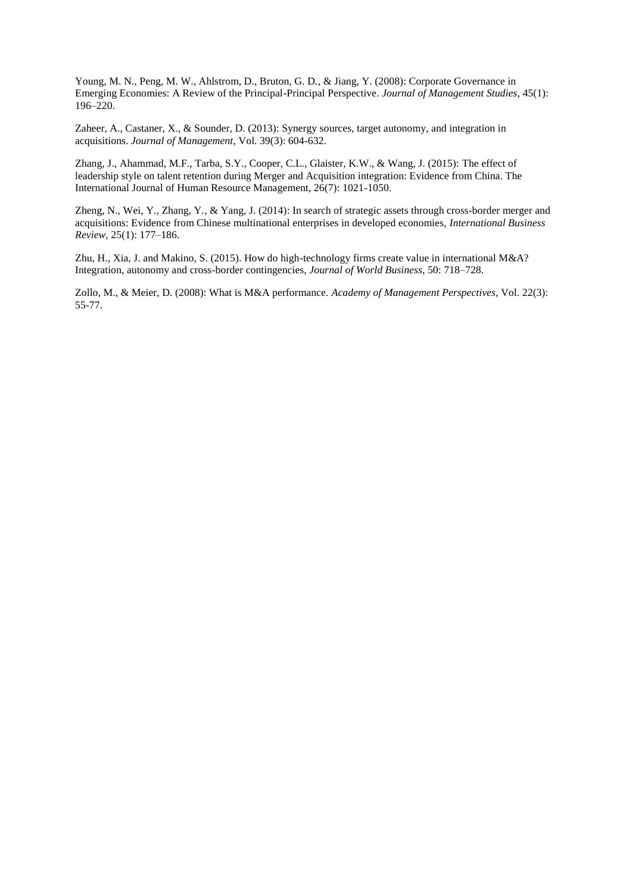Young, M. N., Peng, M. W., Ahlstrom, D., Bruton, G. D., & Jiang, Y. (2008): Corporate Governance in Emerging Economies: A Review of the Principal-Principal Perspective. *Journal of Management Studies*, 45(1): 196–220.

Zaheer, A., Castaner, X., & Sounder, D. (2013): Synergy sources, target autonomy, and integration in acquisitions. *Journal of Management*, Vol. 39(3): 604-632.

Zhang, J., Ahammad, M.F., Tarba, S.Y., Cooper, C.L., Glaister, K.W., & Wang, J. (2015): The effect of leadership style on talent retention during Merger and Acquisition integration: Evidence from China. The International Journal of Human Resource Management, 26(7): 1021-1050.

Zheng, N., Wei, Y., Zhang, Y., & Yang, J. (2014): In search of strategic assets through cross-border merger and acquisitions: Evidence from Chinese multinational enterprises in developed economies, *International Business Review*, 25(1): 177–186.

Zhu, H., Xia, J. and Makino, S. (2015). How do high-technology firms create value in international M&A? Integration, autonomy and cross-border contingencies, *Journal of World Business*, 50: 718–728.

Zollo, M., & Meier, D. (2008): What is M&A performance. *Academy of Management Perspectives*, Vol. 22(3): 55-77.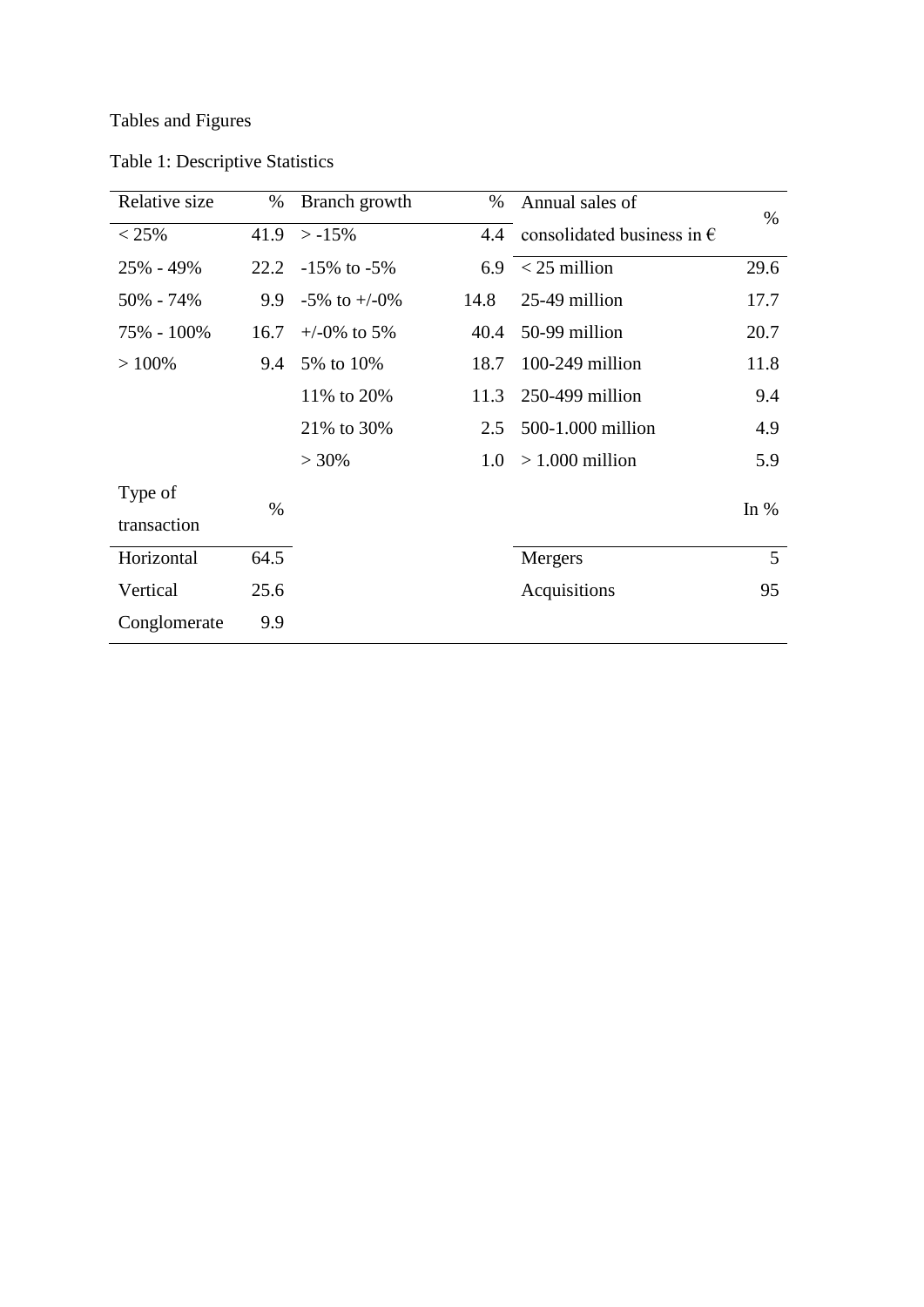Tables and Figures

Table 1: Descriptive Statistics

| Relative size | % | Branch growth | % | Annual sales of consolidated business in € | % |
|---|---|---|---|---|---|
| < 25% | 41.9 | > -15% | 4.4 | | |
| 25% - 49% | 22.2 | -15% to -5% | 6.9 | < 25 million | 29.6 |
| 50% - 74% | 9.9 | -5% to +/-0% | 14.8 | 25-49 million | 17.7 |
| 75% - 100% | 16.7 | +/-0% to 5% | 40.4 | 50-99 million | 20.7 |
| > 100% | 9.4 | 5% to 10% | 18.7 | 100-249 million | 11.8 |
| | | 11% to 20% | 11.3 | 250-499 million | 9.4 |
| | | 21% to 30% | 2.5 | 500-1.000 million | 4.9 |
| | | > 30% | 1.0 | > 1.000 million | 5.9 |
| Type of transaction | % | | | | In % |
| Horizontal | 64.5 | | | Mergers | 5 |
| Vertical | 25.6 | | | Acquisitions | 95 |
| Conglomerate | 9.9 | | | | |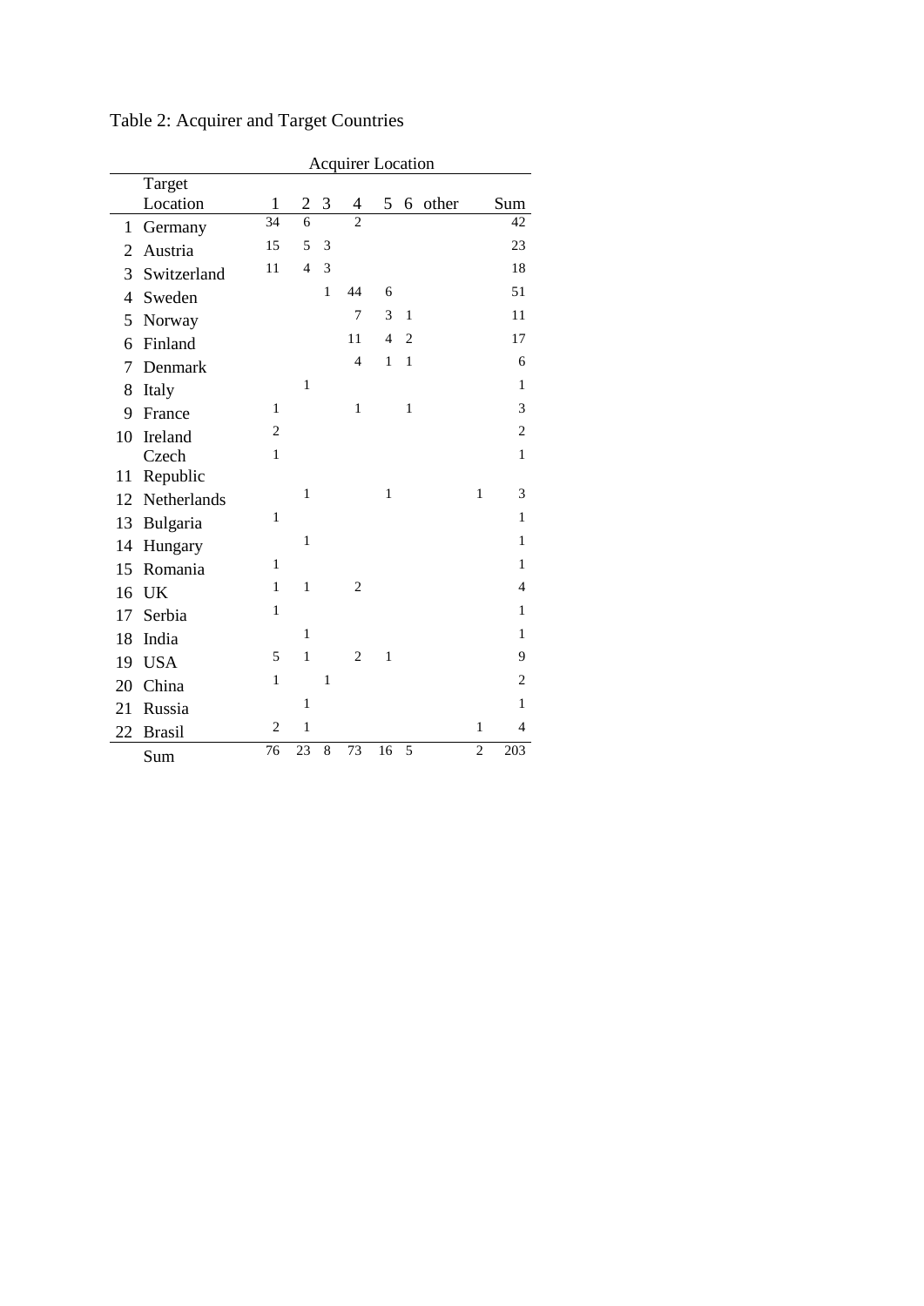Table 2: Acquirer and Target Countries

| | Target Location | Acquirer Location | | | | | | | |
|---|---|---|---|---|---|---|---|---|---|
| | | 1 | 2 | 3 | 4 | 5 | 6 | other | Sum |
| 1 | Germany | 34 | 6 | | 2 | | | | 42 |
| 2 | Austria | 15 | 5 | 3 | | | | | 23 |
| 3 | Switzerland | 11 | 4 | 3 | | | | | 18 |
| 4 | Sweden | | | 1 | 44 | 6 | | | 51 |
| 5 | Norway | | | | 7 | 3 | 1 | | 11 |
| 6 | Finland | | | | 11 | 4 | 2 | | 17 |
| 7 | Denmark | | | | 4 | 1 | 1 | | 6 |
| 8 | Italy | | 1 | | | | | | 1 |
| 9 | France | 1 | | | 1 | | 1 | | 3 |
| 10 | Ireland | 2 | | | | | | | 2 |
| 11 | Czech Republic | 1 | | | | | | | 1 |
| 12 | Netherlands | | 1 | | | 1 | | 1 | 3 |
| 13 | Bulgaria | 1 | | | | | | | 1 |
| 14 | Hungary | | 1 | | | | | | 1 |
| 15 | Romania | 1 | | | | | | | 1 |
| 16 | UK | 1 | 1 | | 2 | | | | 4 |
| 17 | Serbia | 1 | | | | | | | 1 |
| 18 | India | | 1 | | | | | | 1 |
| 19 | USA | 5 | 1 | | 2 | 1 | | | 9 |
| 20 | China | 1 | | 1 | | | | | 2 |
| 21 | Russia | | 1 | | | | | | 1 |
| 22 | Brasil | 2 | 1 | | | | | 1 | 4 |
| | Sum | 76 | 23 | 8 | 73 | 16 | 5 | 2 | 203 |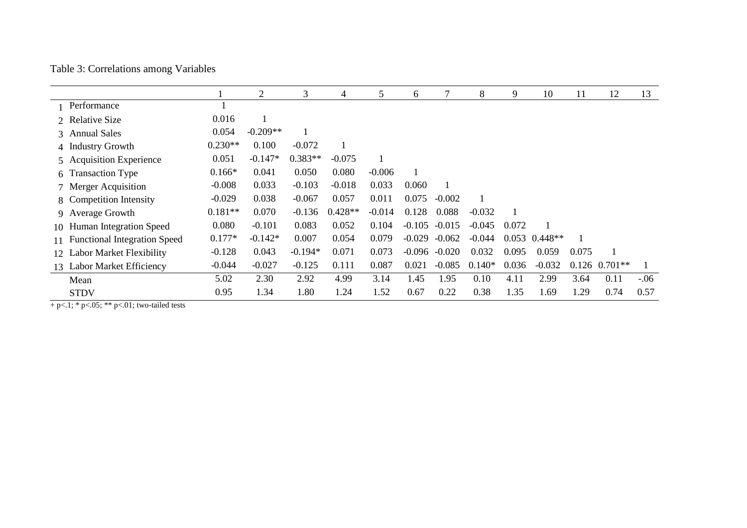Table 3: Correlations among Variables

| | | 1 | 2 | 3 | 4 | 5 | 6 | 7 | 8 | 9 | 10 | 11 | 12 | 13 |
|---|---|---|---|---|---|---|---|---|---|---|---|---|---|---|
| 1 | Performance | 1 | | | | | | | | | | | | |
| 2 | Relative Size | 0.016 | 1 | | | | | | | | | | | |
| 3 | Annual Sales | 0.054 | -0.209** | 1 | | | | | | | | | | |
| 4 | Industry Growth | 0.230** | 0.100 | -0.072 | 1 | | | | | | | | | |
| 5 | Acquisition Experience | 0.051 | -0.147* | 0.383** | -0.075 | 1 | | | | | | | | |
| 6 | Transaction Type | 0.166* | 0.041 | 0.050 | 0.080 | -0.006 | 1 | | | | | | | |
| 7 | Merger Acquisition | -0.008 | 0.033 | -0.103 | -0.018 | 0.033 | 0.060 | 1 | | | | | | |
| 8 | Competition Intensity | -0.029 | 0.038 | -0.067 | 0.057 | 0.011 | 0.075 | -0.002 | 1 | | | | | |
| 9 | Average Growth | 0.181** | 0.070 | -0.136 | 0.428** | -0.014 | 0.128 | 0.088 | -0.032 | 1 | | | | |
| 10 | Human Integration Speed | 0.080 | -0.101 | 0.083 | 0.052 | 0.104 | -0.105 | -0.015 | -0.045 | 0.072 | 1 | | | |
| 11 | Functional Integration Speed | 0.177* | -0.142* | 0.007 | 0.054 | 0.079 | -0.029 | -0.062 | -0.044 | 0.053 | 0.448** | 1 | | |
| 12 | Labor Market Flexibility | -0.128 | 0.043 | -0.194* | 0.071 | 0.073 | -0.096 | -0.020 | 0.032 | 0.095 | 0.059 | 0.075 | 1 | |
| 13 | Labor Market Efficiency | -0.044 | -0.027 | -0.125 | 0.111 | 0.087 | 0.021 | -0.085 | 0.140* | 0.036 | -0.032 | 0.126 | 0.701** | 1 |
| | Mean | 5.02 | 2.30 | 2.92 | 4.99 | 3.14 | 1.45 | 1.95 | 0.10 | 4.11 | 2.99 | 3.64 | 0.11 | -.06 |
| | STDV | 0.95 | 1.34 | 1.80 | 1.24 | 1.52 | 0.67 | 0.22 | 0.38 | 1.35 | 1.69 | 1.29 | 0.74 | 0.57 |

+ $p<.1$; * $p<.05$; ** $p<.01$; two-tailed tests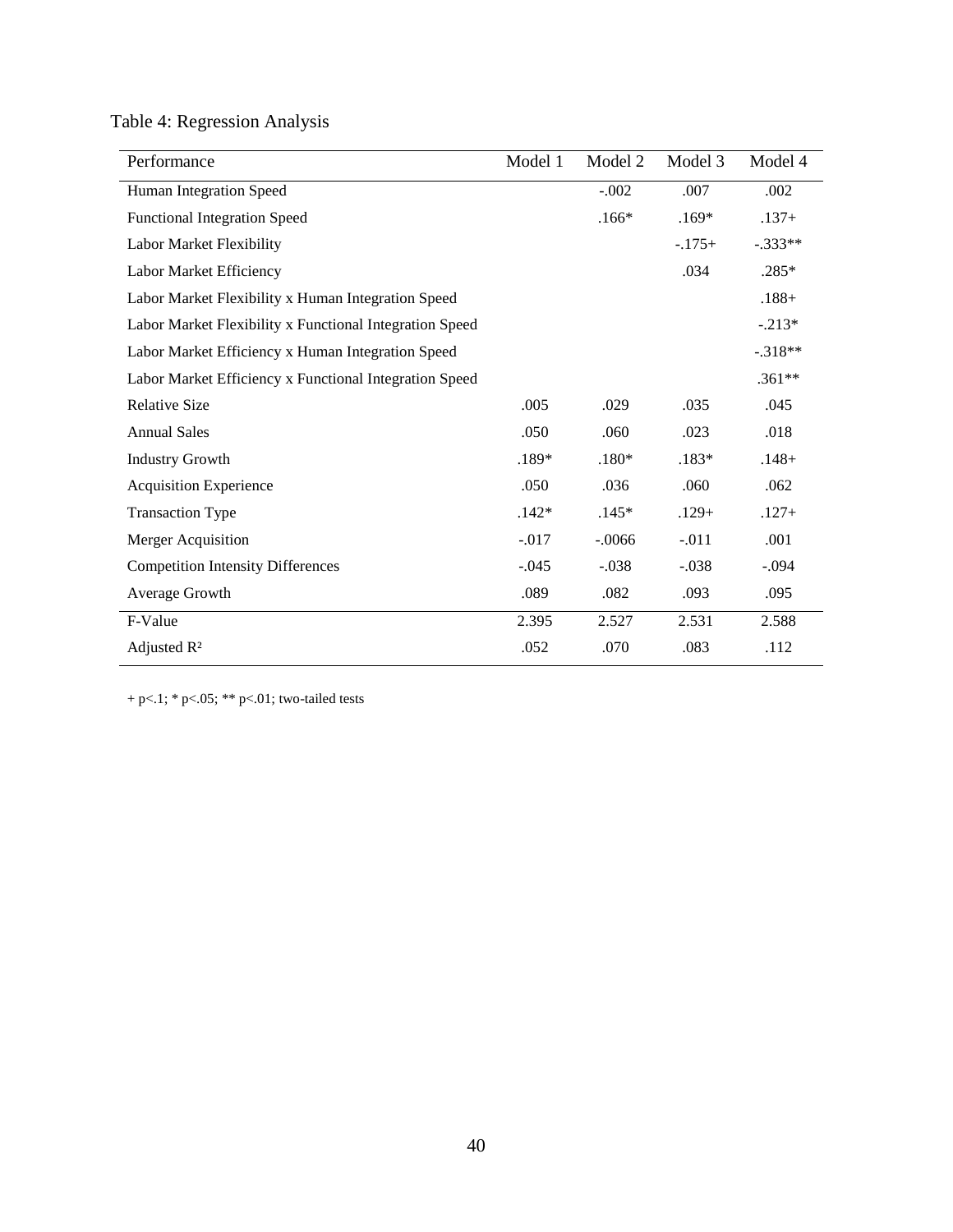Table 4: Regression Analysis

| Performance | Model 1 | Model 2 | Model 3 | Model 4 |
|---|---|---|---|---|
| Human Integration Speed | | -.002 | .007 | .002 |
| Functional Integration Speed | | .166* | .169* | .137+ |
| Labor Market Flexibility | | | -.175+ | -.333** |
| Labor Market Efficiency | | | .034 | .285* |
| Labor Market Flexibility x Human Integration Speed | | | | .188+ |
| Labor Market Flexibility x Functional Integration Speed | | | | -.213* |
| Labor Market Efficiency x Human Integration Speed | | | | -.318** |
| Labor Market Efficiency x Functional Integration Speed | | | | .361** |
| Relative Size | .005 | .029 | .035 | .045 |
| Annual Sales | .050 | .060 | .023 | .018 |
| Industry Growth | .189* | .180* | .183* | .148+ |
| Acquisition Experience | .050 | .036 | .060 | .062 |
| Transaction Type | .142* | .145* | .129+ | .127+ |
| Merger Acquisition | -.017 | -.0066 | -.011 | .001 |
| Competition Intensity Differences | -.045 | -.038 | -.038 | -.094 |
| Average Growth | .089 | .082 | .093 | .095 |
| F-Value | 2.395 | 2.527 | 2.531 | 2.588 |
| Adjusted $R^2$ | .052 | .070 | .083 | .112 |

+ $p<.1$; * $p<.05$; ** $p<.01$; two-tailed tests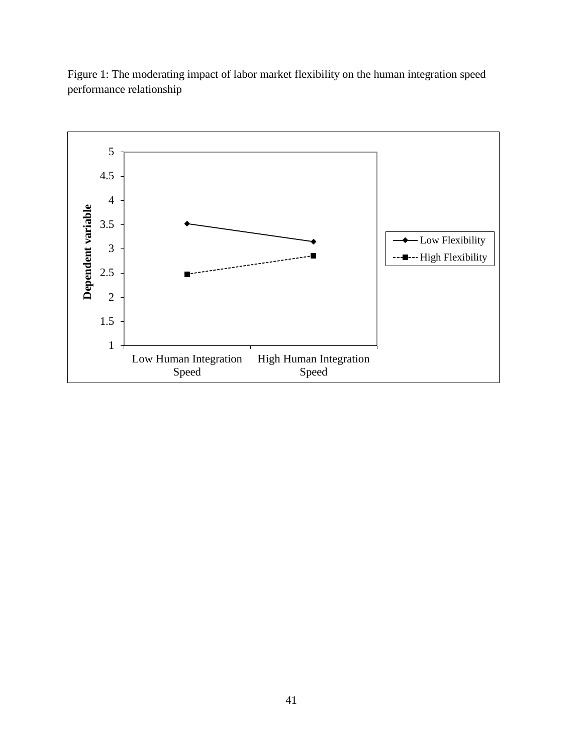Figure 1: The moderating impact of labor market flexibility on the human integration speed performance relationship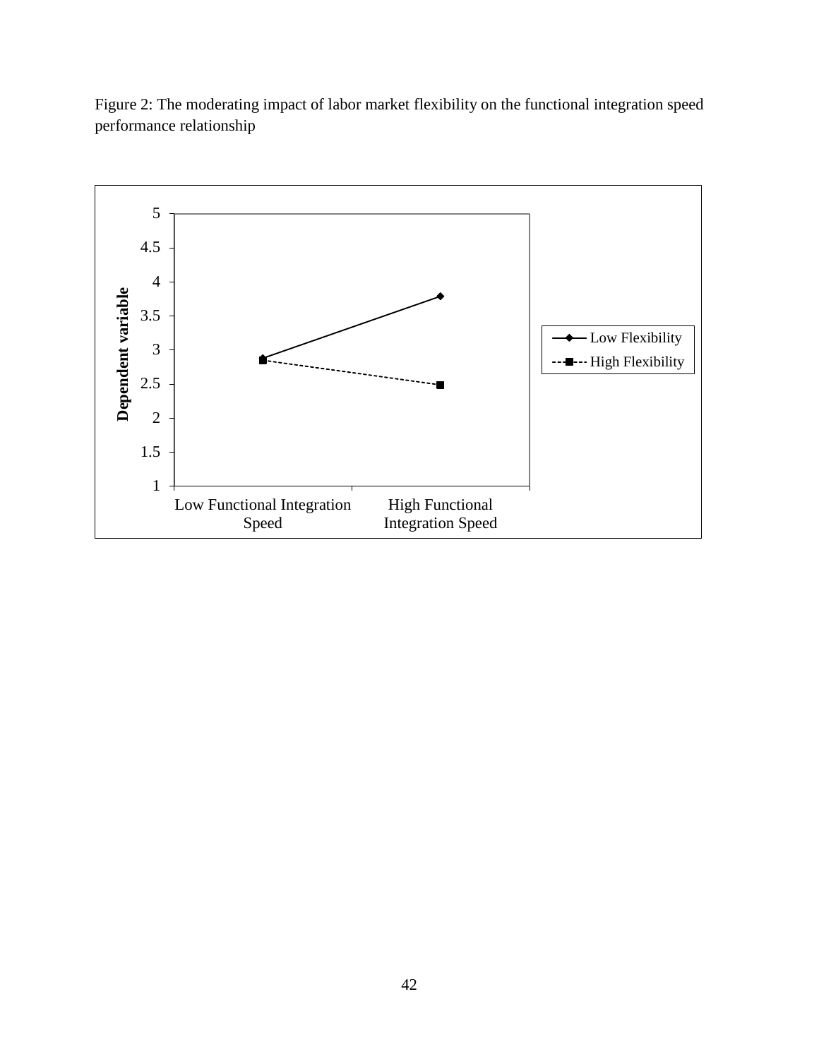Figure 2: The moderating impact of labor market flexibility on the functional integration speed performance relationship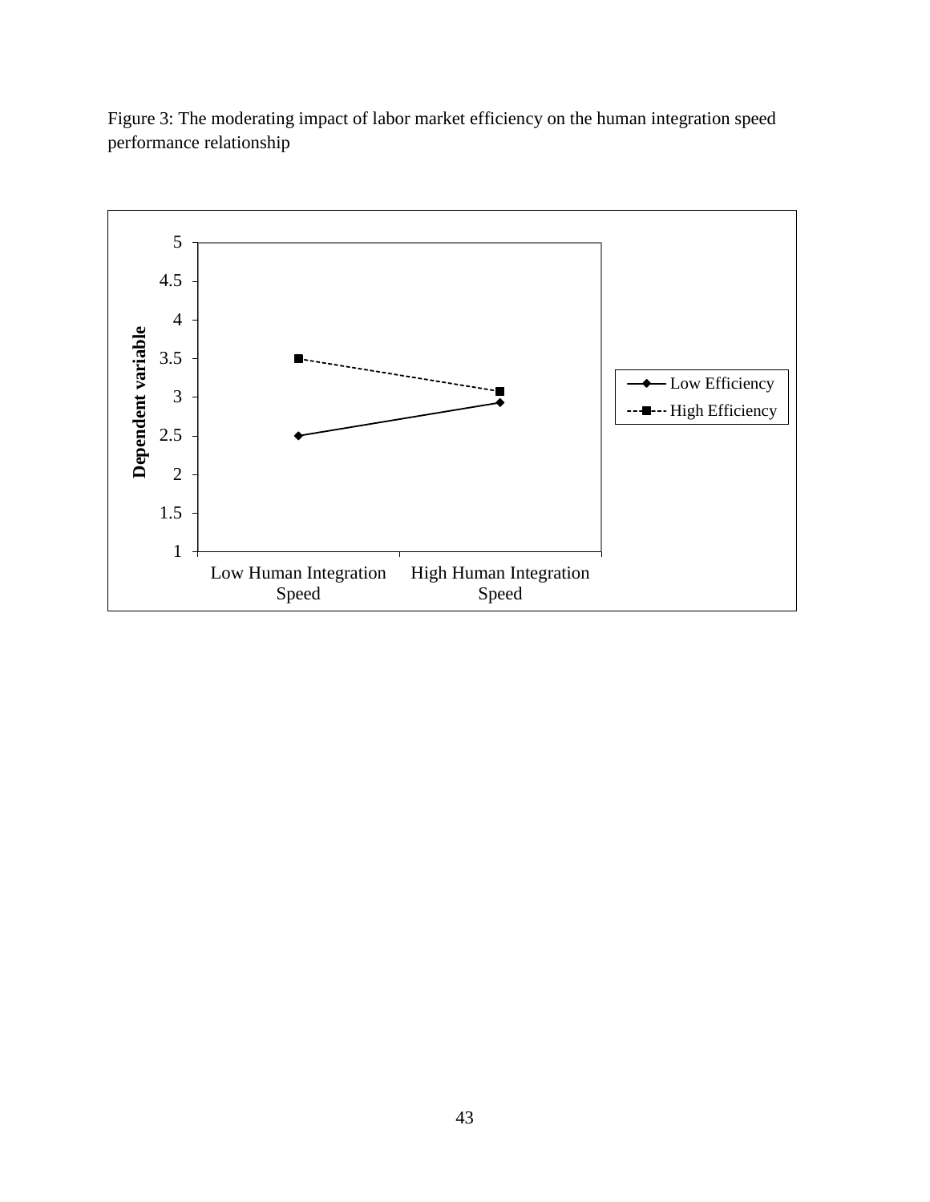Figure 3: The moderating impact of labor market efficiency on the human integration speed performance relationship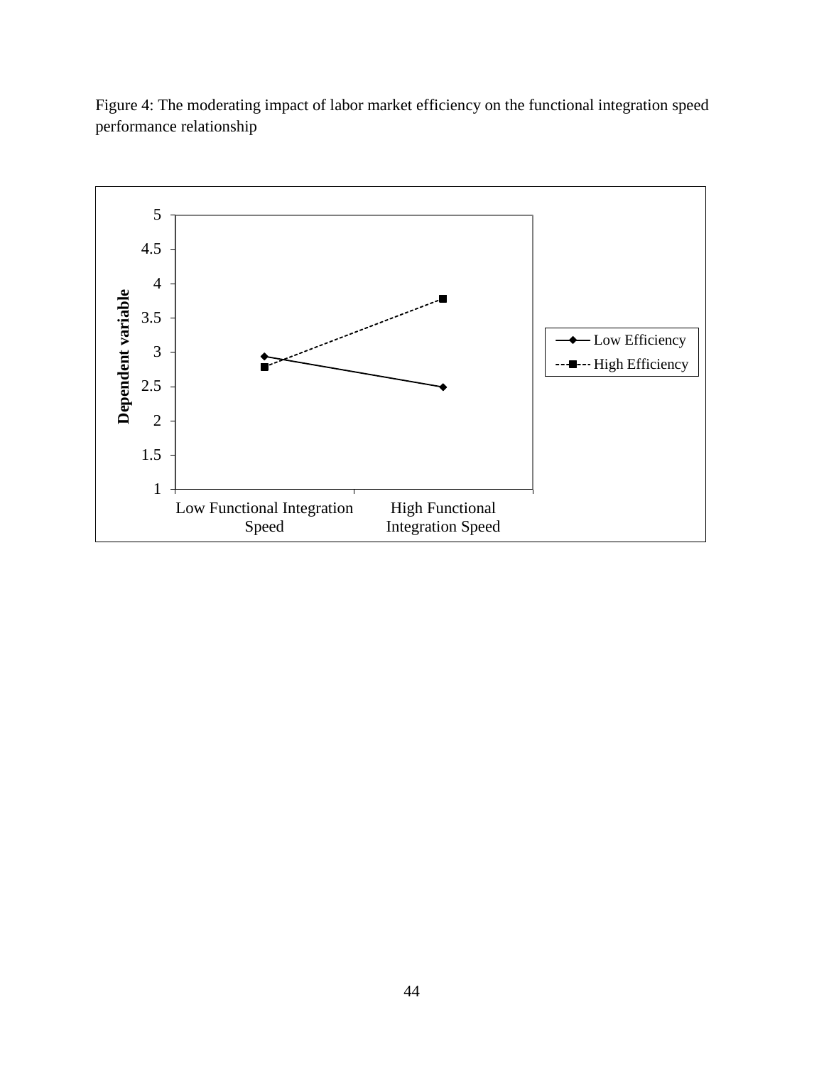Figure 4: The moderating impact of labor market efficiency on the functional integration speed performance relationship

Dependent variable

5
4.5
4
3.5
3
2.5
2
1.5
1

Low Functional Integration Speed
High Functional Integration Speed

Low Efficiency
High Efficiency